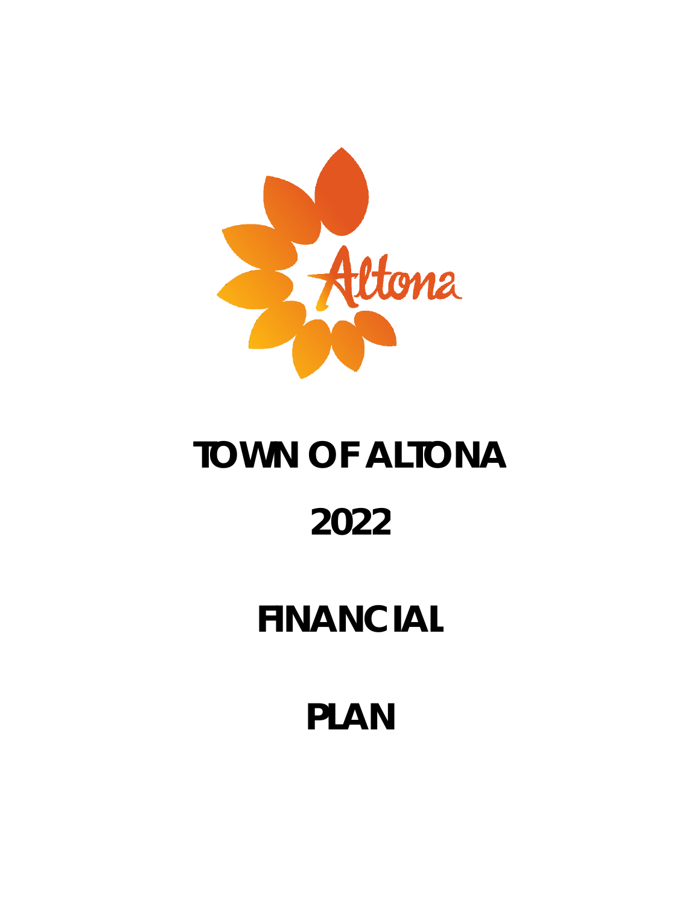# TOWN OF ALTONA

# 2022

# FINANCIAL

# PLAN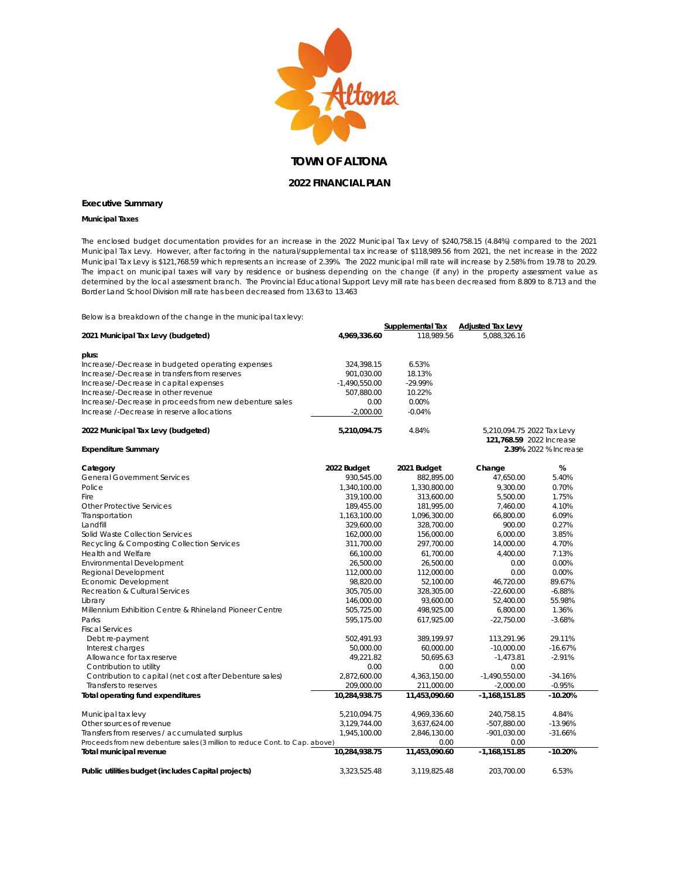# TOWN OF ALTONA

## 2022 FINANCIAL PLAN

### Executive Summary

#### Municipal Taxes

The enclosed budget documentation provides for an increase in the 2022 Municipal Tax Levy of $240,758.15 (4.84%) compared to the 2021 Municipal Tax Levy. However, after factoring in the natural/supplemental tax increase of $118,989.56 from 2021, the net increase in the 2022 Municipal Tax Levy is $121,768.59 which represents an increase of 2.39%. The 2022 municipal mill rate will increase by 2.58% from 19.78 to 20.29. The impact on municipal taxes will vary by residence or business depending on the change (if any) in the property assessment value as determined by the local assessment branch. The Provincial Educational Support Levy mill rate has been decreased from 8.809 to 8.713 and the Border Land School Division mill rate has been decreased from 13.63 to 13.463

Below is a breakdown of the change in the municipal tax levy:

| | | Supplemental Tax | Adjusted Tax Levy |
|---|---|---|---|
| **2021 Municipal Tax Levy (budgeted)** | **4,969,336.60** | 118,989.56 | 5,088,326.16 |
| **plus:** | | | |
| Increase/-Decrease in budgeted operating expenses | 324,398.15 | 6.53% | |
| Increase/-Decrease in transfers from reserves | 901,030.00 | 18.13% | |
| Increase/-Decrease in capital expenses | -1,490,550.00 | -29.99% | |
| Increase/-Decrease in other revenue | 507,880.00 | 10.22% | |
| Increase/-Decrease in proceeds from new debenture sales | 0.00 | 0.00% | |
| Increase /-Decrease in reserve allocations | -2,000.00 | -0.04% | |
| **2022 Municipal Tax Levy (budgeted)** | **5,210,094.75** | 4.84% | 5,210,094.75 2022 Tax Levy |
| | | | **121,768.59** 2022 Increase |
| | | | **2.39%** 2022 % Increase |

### Expenditure Summary

| Category | 2022 Budget | 2021 Budget | Change | % |
|---|---|---|---|---|
| General Government Services | 930,545.00 | 882,895.00 | 47,650.00 | 5.40% |
| Police | 1,340,100.00 | 1,330,800.00 | 9,300.00 | 0.70% |
| Fire | 319,100.00 | 313,600.00 | 5,500.00 | 1.75% |
| Other Protective Services | 189,455.00 | 181,995.00 | 7,460.00 | 4.10% |
| Transportation | 1,163,100.00 | 1,096,300.00 | 66,800.00 | 6.09% |
| Landfill | 329,600.00 | 328,700.00 | 900.00 | 0.27% |
| Solid Waste Collection Services | 162,000.00 | 156,000.00 | 6,000.00 | 3.85% |
| Recycling & Composting Collection Services | 311,700.00 | 297,700.00 | 14,000.00 | 4.70% |
| Health and Welfare | 66,100.00 | 61,700.00 | 4,400.00 | 7.13% |
| Environmental Development | 26,500.00 | 26,500.00 | 0.00 | 0.00% |
| Regional Development | 112,000.00 | 112,000.00 | 0.00 | 0.00% |
| Economic Development | 98,820.00 | 52,100.00 | 46,720.00 | 89.67% |
| Recreation & Cultural Services | 305,705.00 | 328,305.00 | -22,600.00 | -6.88% |
| Library | 146,000.00 | 93,600.00 | 52,400.00 | 55.98% |
| Millennium Exhibition Centre & Rhineland Pioneer Centre | 505,725.00 | 498,925.00 | 6,800.00 | 1.36% |
| Parks | 595,175.00 | 617,925.00 | -22,750.00 | -3.68% |
| Fiscal Services | | | | |
| Debt re-payment | 502,491.93 | 389,199.97 | 113,291.96 | 29.11% |
| Interest charges | 50,000.00 | 60,000.00 | -10,000.00 | -16.67% |
| Allowance for tax reserve | 49,221.82 | 50,695.63 | -1,473.81 | -2.91% |
| Contribution to utility | 0.00 | 0.00 | 0.00 | |
| Contribution to capital (net cost after Debenture sales) | 2,872,600.00 | 4,363,150.00 | -1,490,550.00 | -34.16% |
| Transfers to reserves | 209,000.00 | 211,000.00 | -2,000.00 | -0.95% |
| **Total operating fund expenditures** | **10,284,938.75** | **11,453,090.60** | **-1,168,151.85** | **-10.20%** |
| Municipal tax levy | 5,210,094.75 | 4,969,336.60 | 240,758.15 | 4.84% |
| Other sources of revenue | 3,129,744.00 | 3,637,624.00 | -507,880.00 | -13.96% |
| Transfers from reserves / accumulated surplus | 1,945,100.00 | 2,846,130.00 | -901,030.00 | -31.66% |
| Proceeds from new debenture sales (3 million to reduce Cont. to Cap. above) | | 0.00 | 0.00 | |
| **Total municipal revenue** | **10,284,938.75** | **11,453,090.60** | **-1,168,151.85** | **-10.20%** |
| **Public utilities budget (includes Capital projects)** | 3,323,525.48 | 3,119,825.48 | 203,700.00 | 6.53% |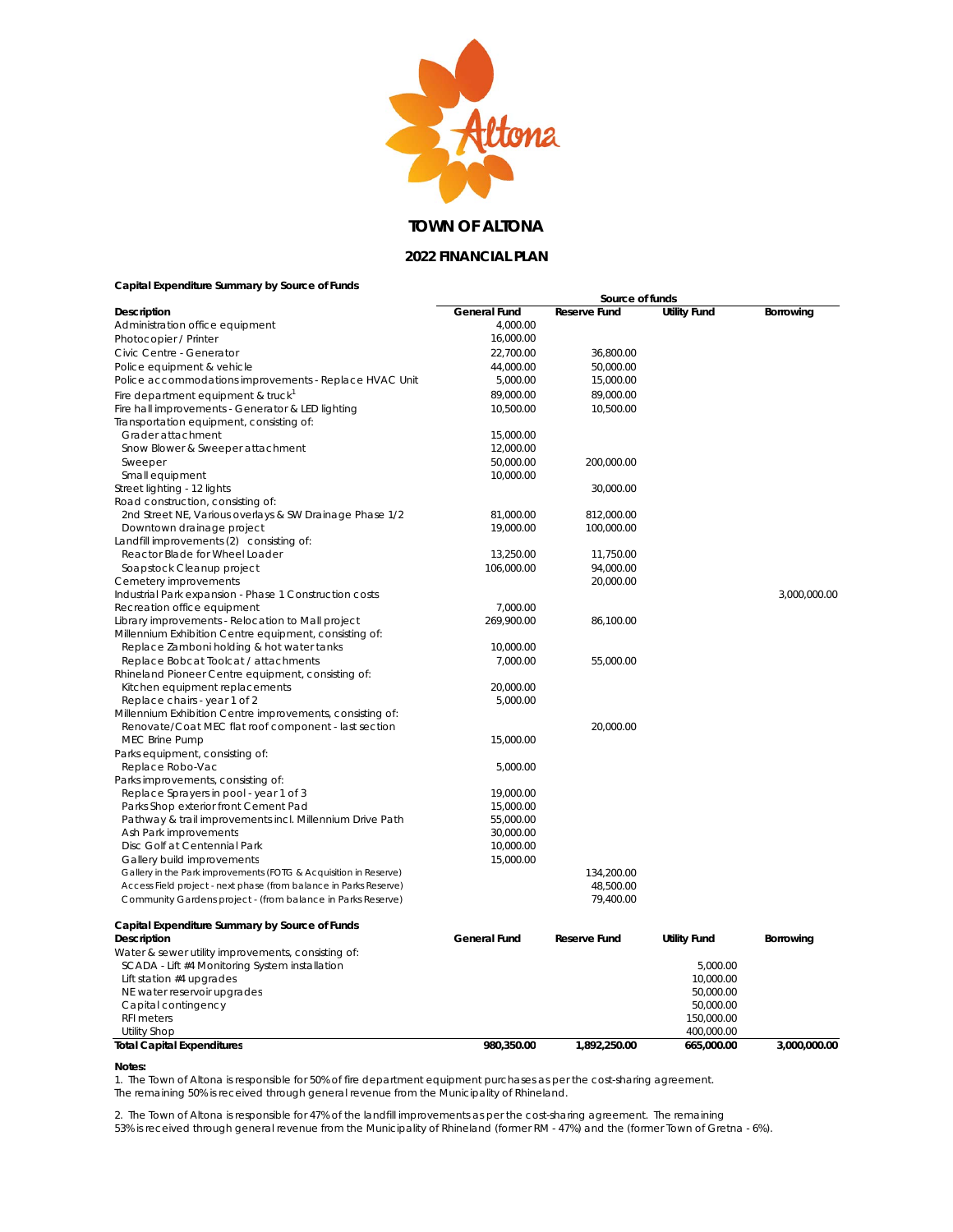# TOWN OF ALTONA

## 2022 FINANCIAL PLAN

**Capital Expenditure Summary by Source of Funds**

| | Source of funds | | | |
|---|---|---|---|---|
| **Description** | **General Fund** | **Reserve Fund** | **Utility Fund** | **Borrowing** |
| Administration office equipment | 4,000.00 | | | |
| Photocopier / Printer | 16,000.00 | | | |
| Civic Centre - Generator | 22,700.00 | 36,800.00 | | |
| Police equipment & vehicle | 44,000.00 | 50,000.00 | | |
| Police accommodations improvements - Replace HVAC Unit | 5,000.00 | 15,000.00 | | |
| Fire department equipment & truck[1] | 89,000.00 | 89,000.00 | | |
| Fire hall improvements - Generator & LED lighting | 10,500.00 | 10,500.00 | | |
| Transportation equipment, consisting of: | | | | |
| Grader attachment | 15,000.00 | | | |
| Snow Blower & Sweeper attachment | 12,000.00 | | | |
| Sweeper | 50,000.00 | 200,000.00 | | |
| Small equipment | 10,000.00 | | | |
| Street lighting - 12 lights | | 30,000.00 | | |
| Road construction, consisting of: | | | | |
| 2nd Street NE, Various overlays & SW Drainage Phase 1/2 | 81,000.00 | 812,000.00 | | |
| Downtown drainage project | 19,000.00 | 100,000.00 | | |
| Landfill improvements (2) consisting of: | | | | |
| Reactor Blade for Wheel Loader | 13,250.00 | 11,750.00 | | |
| Soapstock Cleanup project | 106,000.00 | 94,000.00 | | |
| Cemetery improvements | | 20,000.00 | | |
| Industrial Park expansion - Phase 1 Construction costs | | | | 3,000,000.00 |
| Recreation office equipment | 7,000.00 | | | |
| Library improvements - Relocation to Mall project | 269,900.00 | 86,100.00 | | |
| Millennium Exhibition Centre equipment, consisting of: | | | | |
| Replace Zamboni holding & hot water tanks | 10,000.00 | | | |
| Replace Bobcat Toolcat / attachments | 7,000.00 | 55,000.00 | | |
| Rhineland Pioneer Centre equipment, consisting of: | | | | |
| Kitchen equipment replacements | 20,000.00 | | | |
| Replace chairs - year 1 of 2 | 5,000.00 | | | |
| Millennium Exhibition Centre improvements, consisting of: | | | | |
| Renovate/Coat MEC flat roof component - last section | | 20,000.00 | | |
| MEC Brine Pump | 15,000.00 | | | |
| Parks equipment, consisting of: | | | | |
| Replace Robo-Vac | 5,000.00 | | | |
| Parks improvements, consisting of: | | | | |
| Replace Sprayers in pool - year 1 of 3 | 19,000.00 | | | |
| Parks Shop exterior front Cement Pad | 15,000.00 | | | |
| Pathway & trail improvements incl. Millennium Drive Path | 55,000.00 | | | |
| Ash Park improvements | 30,000.00 | | | |
| Disc Golf at Centennial Park | 10,000.00 | | | |
| Gallery build improvements | 15,000.00 | | | |
| Gallery in the Park improvements (FOTG & Acquisition in Reserve) | | 134,200.00 | | |
| Access Field project - next phase (from balance in Parks Reserve) | | 48,500.00 | | |
| Community Gardens project - (from balance in Parks Reserve) | | 79,400.00 | | |

**Capital Expenditure Summary by Source of Funds**

| **Description** | **General Fund** | **Reserve Fund** | **Utility Fund** | **Borrowing** |
|---|---|---|---|---|
| Water & sewer utility improvements, consisting of: | | | | |
| SCADA - Lift #4 Monitoring System installation | | | 5,000.00 | |
| Lift station #4 upgrades | | | 10,000.00 | |
| NE water reservoir upgrades | | | 50,000.00 | |
| Capital contingency | | | 50,000.00 | |
| RFI meters | | | 150,000.00 | |
| Utility Shop | | | 400,000.00 | |
| **Total Capital Expenditures** | **980,350.00** | **1,892,250.00** | **665,000.00** | **3,000,000.00** |

**Notes:**

1. The Town of Altona is responsible for 50% of fire department equipment purchases as per the cost-sharing agreement. The remaining 50% is received through general revenue from the Municipality of Rhineland.

2. The Town of Altona is responsible for 47% of the landfill improvements as per the cost-sharing agreement. The remaining 53% is received through general revenue from the Municipality of Rhineland (former RM - 47%) and the (former Town of Gretna - 6%).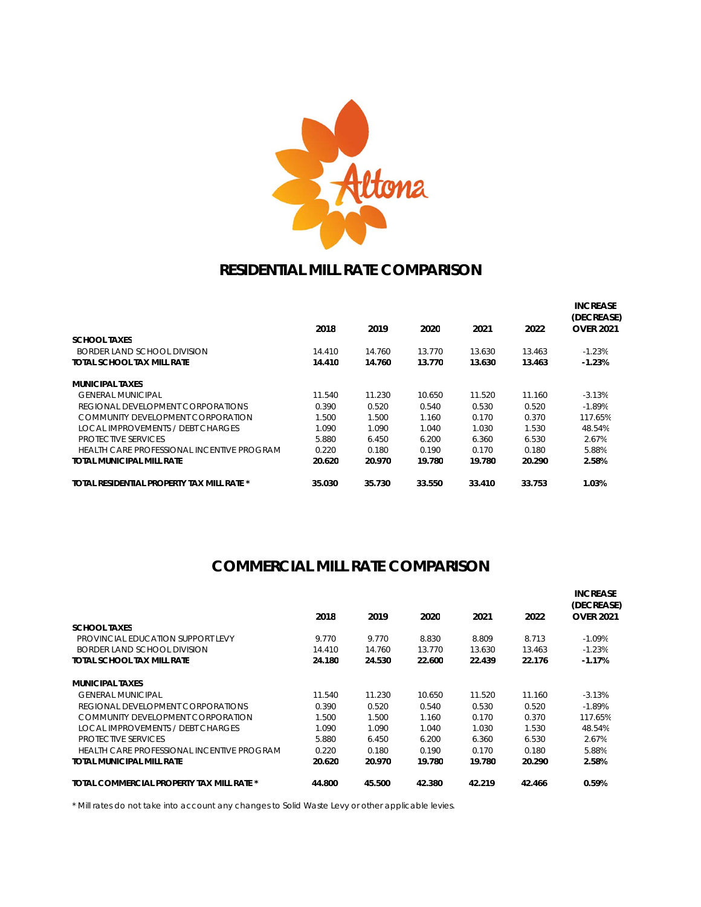Altona

## RESIDENTIAL MILL RATE COMPARISON

| | 2018 | 2019 | 2020 | 2021 | 2022 | INCREASE (DECREASE) OVER 2021 |
|---|---|---|---|---|---|---|
| **SCHOOL TAXES** | | | | | | |
| BORDER LAND SCHOOL DIVISION | 14.410 | 14.760 | 13.770 | 13.630 | 13.463 | -1.23% |
| **TOTAL SCHOOL TAX MILL RATE** | **14.410** | **14.760** | **13.770** | **13.630** | **13.463** | **-1.23%** |
| | | | | | | |
| **MUNICIPAL TAXES** | | | | | | |
| GENERAL MUNICIPAL | 11.540 | 11.230 | 10.650 | 11.520 | 11.160 | -3.13% |
| REGIONAL DEVELOPMENT CORPORATIONS | 0.390 | 0.520 | 0.540 | 0.530 | 0.520 | -1.89% |
| COMMUNITY DEVELOPMENT CORPORATION | 1.500 | 1.500 | 1.160 | 0.170 | 0.370 | 117.65% |
| LOCAL IMPROVEMENTS / DEBT CHARGES | 1.090 | 1.090 | 1.040 | 1.030 | 1.530 | 48.54% |
| PROTECTIVE SERVICES | 5.880 | 6.450 | 6.200 | 6.360 | 6.530 | 2.67% |
| HEALTH CARE PROFESSIONAL INCENTIVE PROGRAM | 0.220 | 0.180 | 0.190 | 0.170 | 0.180 | 5.88% |
| **TOTAL MUNICIPAL MILL RATE** | **20.620** | **20.970** | **19.780** | **19.780** | **20.290** | **2.58%** |
| | | | | | | |
| **TOTAL RESIDENTIAL PROPERTY TAX MILL RATE *** | **35.030** | **35.730** | **33.550** | **33.410** | **33.753** | **1.03%** |

## COMMERCIAL MILL RATE COMPARISON

| | 2018 | 2019 | 2020 | 2021 | 2022 | INCREASE (DECREASE) OVER 2021 |
|---|---|---|---|---|---|---|
| **SCHOOL TAXES** | | | | | | |
| PROVINCIAL EDUCATION SUPPORT LEVY | 9.770 | 9.770 | 8.830 | 8.809 | 8.713 | -1.09% |
| BORDER LAND SCHOOL DIVISION | 14.410 | 14.760 | 13.770 | 13.630 | 13.463 | -1.23% |
| **TOTAL SCHOOL TAX MILL RATE** | **24.180** | **24.530** | **22.600** | **22.439** | **22.176** | **-1.17%** |
| | | | | | | |
| **MUNICIPAL TAXES** | | | | | | |
| GENERAL MUNICIPAL | 11.540 | 11.230 | 10.650 | 11.520 | 11.160 | -3.13% |
| REGIONAL DEVELOPMENT CORPORATIONS | 0.390 | 0.520 | 0.540 | 0.530 | 0.520 | -1.89% |
| COMMUNITY DEVELOPMENT CORPORATION | 1.500 | 1.500 | 1.160 | 0.170 | 0.370 | 117.65% |
| LOCAL IMPROVEMENTS / DEBT CHARGES | 1.090 | 1.090 | 1.040 | 1.030 | 1.530 | 48.54% |
| PROTECTIVE SERVICES | 5.880 | 6.450 | 6.200 | 6.360 | 6.530 | 2.67% |
| HEALTH CARE PROFESSIONAL INCENTIVE PROGRAM | 0.220 | 0.180 | 0.190 | 0.170 | 0.180 | 5.88% |
| **TOTAL MUNICIPAL MILL RATE** | **20.620** | **20.970** | **19.780** | **19.780** | **20.290** | **2.58%** |
| | | | | | | |
| **TOTAL COMMERCIAL PROPERTY TAX MILL RATE *** | **44.800** | **45.500** | **42.380** | **42.219** | **42.466** | **0.59%** |

* Mill rates do not take into account any changes to Solid Waste Levy or other applicable levies.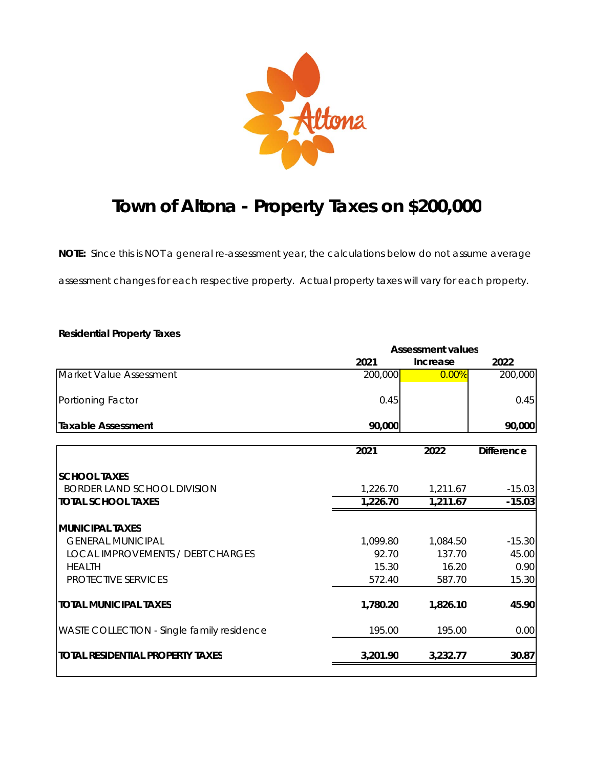# Town of Altona - Property Taxes on $200,000

**NOTE:** Since this is NOT a general re-assessment year, the calculations below do not assume average assessment changes for each respective property. Actual property taxes will vary for each property.

**Residential Property Taxes**

| | Assessment values | | |
|---|---|---|---|
| | 2021 | Increase | 2022 |
| Market Value Assessment | 200,000 | 0.00% | 200,000 |
| Portioning Factor | 0.45 | | 0.45 |
| **Taxable Assessment** | **90,000** | | **90,000** |

| | 2021 | 2022 | Difference |
|---|---|---|---|
| **SCHOOL TAXES** | | | |
| BORDER LAND SCHOOL DIVISION | 1,226.70 | 1,211.67 | -15.03 |
| **TOTAL SCHOOL TAXES** | **1,226.70** | **1,211.67** | **-15.03** |
| **MUNICIPAL TAXES** | | | |
| GENERAL MUNICIPAL | 1,099.80 | 1,084.50 | -15.30 |
| LOCAL IMPROVEMENTS / DEBT CHARGES | 92.70 | 137.70 | 45.00 |
| HEALTH | 15.30 | 16.20 | 0.90 |
| PROTECTIVE SERVICES | 572.40 | 587.70 | 15.30 |
| **TOTAL MUNICIPAL TAXES** | **1,780.20** | **1,826.10** | **45.90** |
| WASTE COLLECTION - Single family residence | 195.00 | 195.00 | 0.00 |
| **TOTAL RESIDENTIAL PROPERTY TAXES** | **3,201.90** | **3,232.77** | **30.87** |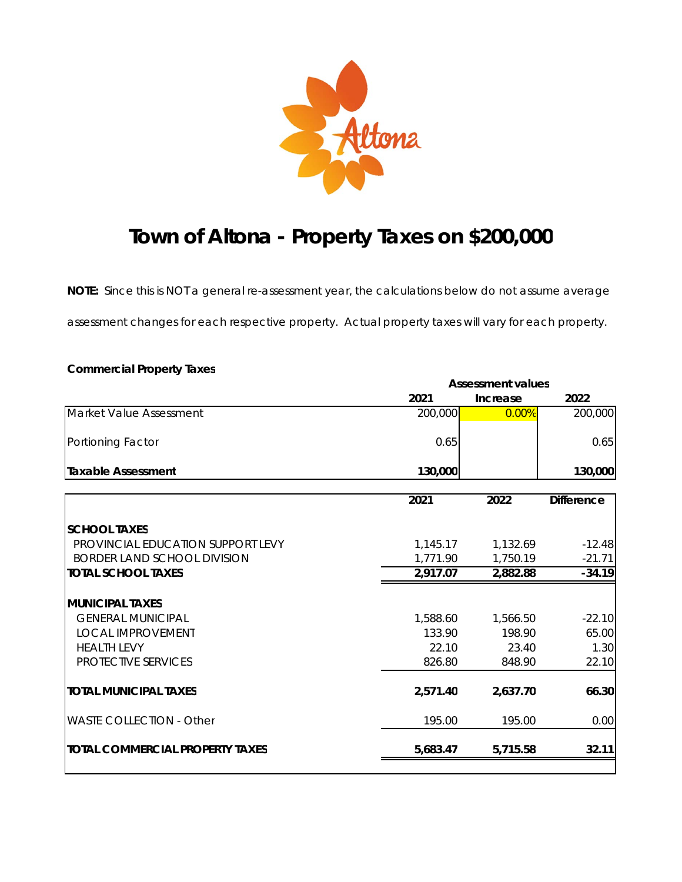# Town of Altona - Property Taxes on $200,000

**NOTE:** Since this is NOT a general re-assessment year, the calculations below do not assume average assessment changes for each respective property. Actual property taxes will vary for each property.

**Commercial Property Taxes**

| | Assessment values | | |
|---|---|---|---|
| | **2021** | **Increase** | **2022** |
| Market Value Assessment | 200,000 | 0.00% | 200,000 |
| Portioning Factor | 0.65 | | 0.65 |
| **Taxable Assessment** | **130,000** | | **130,000** |

| | 2021 | 2022 | Difference |
|---|---|---|---|
| **SCHOOL TAXES** | | | |
| PROVINCIAL EDUCATION SUPPORT LEVY | 1,145.17 | 1,132.69 | -12.48 |
| BORDER LAND SCHOOL DIVISION | 1,771.90 | 1,750.19 | -21.71 |
| **TOTAL SCHOOL TAXES** | **2,917.07** | **2,882.88** | **-34.19** |
| **MUNICIPAL TAXES** | | | |
| GENERAL MUNICIPAL | 1,588.60 | 1,566.50 | -22.10 |
| LOCAL IMPROVEMENT | 133.90 | 198.90 | 65.00 |
| HEALTH LEVY | 22.10 | 23.40 | 1.30 |
| PROTECTIVE SERVICES | 826.80 | 848.90 | 22.10 |
| **TOTAL MUNICIPAL TAXES** | **2,571.40** | **2,637.70** | **66.30** |
| WASTE COLLECTION - Other | 195.00 | 195.00 | 0.00 |
| **TOTAL COMMERCIAL PROPERTY TAXES** | **5,683.47** | **5,715.58** | **32.11** |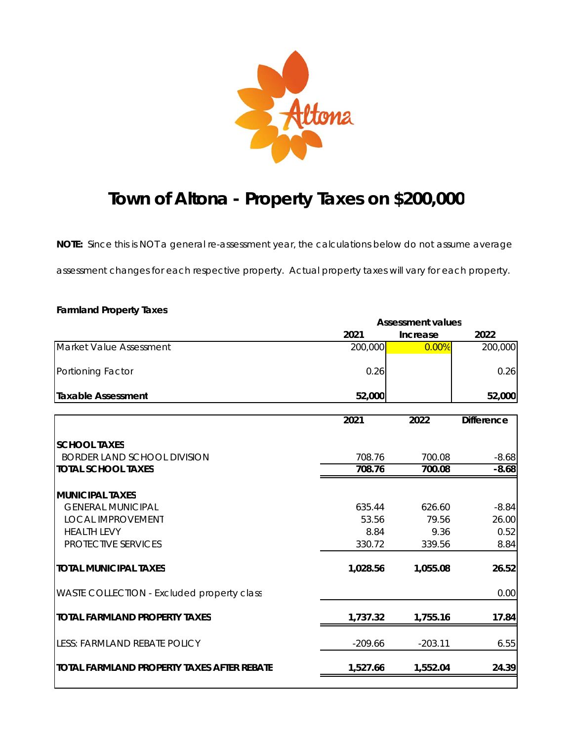# Town of Altona - Property Taxes on $200,000

**NOTE:** Since this is NOT a general re-assessment year, the calculations below do not assume average assessment changes for each respective property. Actual property taxes will vary for each property.

**Farmland Property Taxes**

| | Assessment values | | |
|---|---|---|---|
| | **2021** | **Increase** | **2022** |
| Market Value Assessment | 200,000 | 0.00% | 200,000 |
| Portioning Factor | 0.26 | | 0.26 |
| **Taxable Assessment** | **52,000** | | **52,000** |

| | 2021 | 2022 | Difference |
|---|---|---|---|
| **SCHOOL TAXES** | | | |
| BORDER LAND SCHOOL DIVISION | 708.76 | 700.08 | -8.68 |
| **TOTAL SCHOOL TAXES** | **708.76** | **700.08** | **-8.68** |
| **MUNICIPAL TAXES** | | | |
| GENERAL MUNICIPAL | 635.44 | 626.60 | -8.84 |
| LOCAL IMPROVEMENT | 53.56 | 79.56 | 26.00 |
| HEALTH LEVY | 8.84 | 9.36 | 0.52 |
| PROTECTIVE SERVICES | 330.72 | 339.56 | 8.84 |
| **TOTAL MUNICIPAL TAXES** | **1,028.56** | **1,055.08** | **26.52** |
| WASTE COLLECTION - Excluded property class | | | 0.00 |
| **TOTAL FARMLAND PROPERTY TAXES** | **1,737.32** | **1,755.16** | **17.84** |
| LESS: FARMLAND REBATE POLICY | -209.66 | -203.11 | 6.55 |
| **TOTAL FARMLAND PROPERTY TAXES AFTER REBATE** | **1,527.66** | **1,552.04** | **24.39** |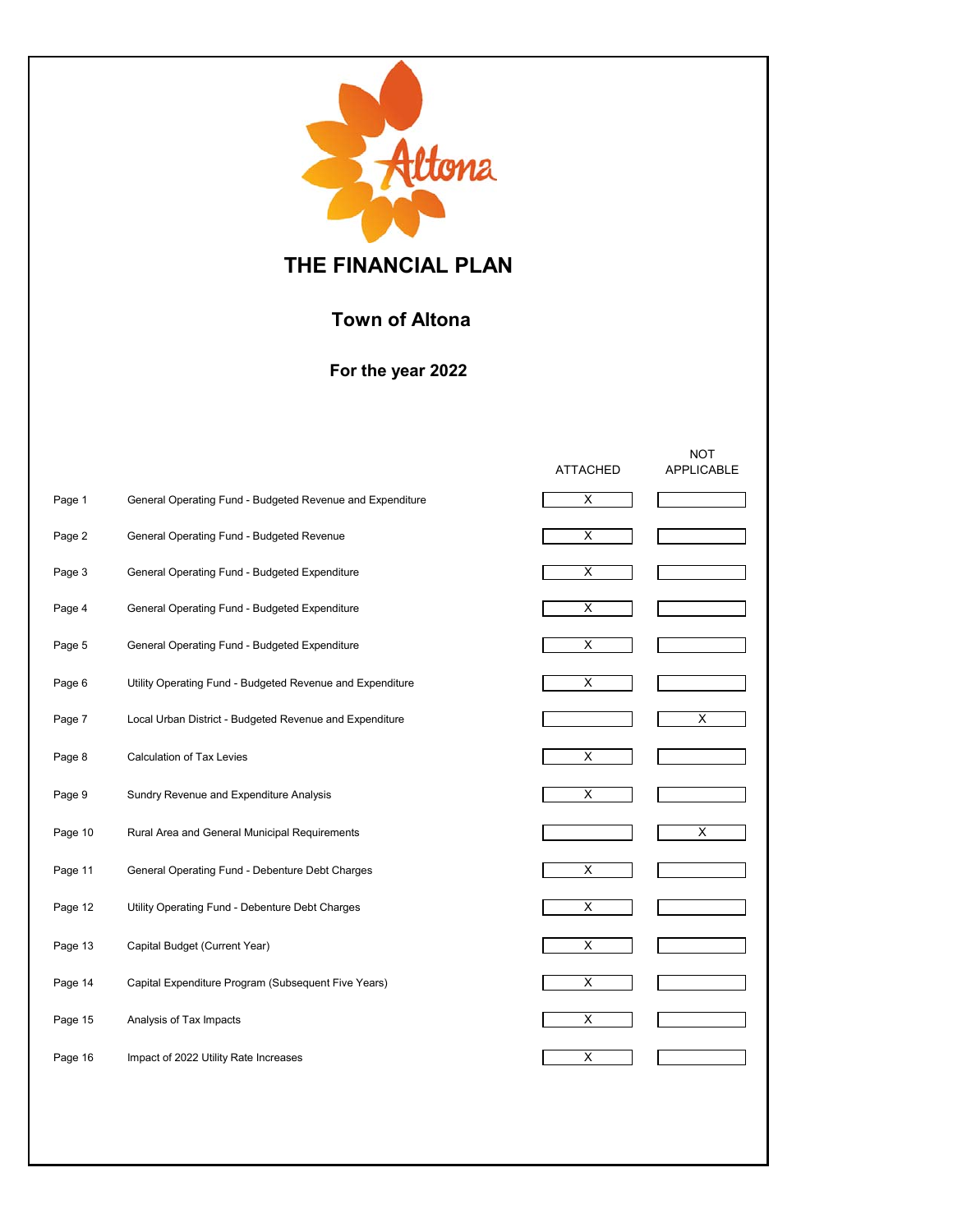# THE FINANCIAL PLAN

## Town of Altona

### For the year 2022

| | | ATTACHED | NOT APPLICABLE |
|---|---|---|---|
| Page 1 | General Operating Fund - Budgeted Revenue and Expenditure | X | |
| Page 2 | General Operating Fund - Budgeted Revenue | X | |
| Page 3 | General Operating Fund - Budgeted Expenditure | X | |
| Page 4 | General Operating Fund - Budgeted Expenditure | X | |
| Page 5 | General Operating Fund - Budgeted Expenditure | X | |
| Page 6 | Utility Operating Fund - Budgeted Revenue and Expenditure | X | |
| Page 7 | Local Urban District - Budgeted Revenue and Expenditure | | X |
| Page 8 | Calculation of Tax Levies | X | |
| Page 9 | Sundry Revenue and Expenditure Analysis | X | |
| Page 10 | Rural Area and General Municipal Requirements | | X |
| Page 11 | General Operating Fund - Debenture Debt Charges | X | |
| Page 12 | Utility Operating Fund - Debenture Debt Charges | X | |
| Page 13 | Capital Budget (Current Year) | X | |
| Page 14 | Capital Expenditure Program (Subsequent Five Years) | X | |
| Page 15 | Analysis of Tax Impacts | X | |
| Page 16 | Impact of 2022 Utility Rate Increases | X | |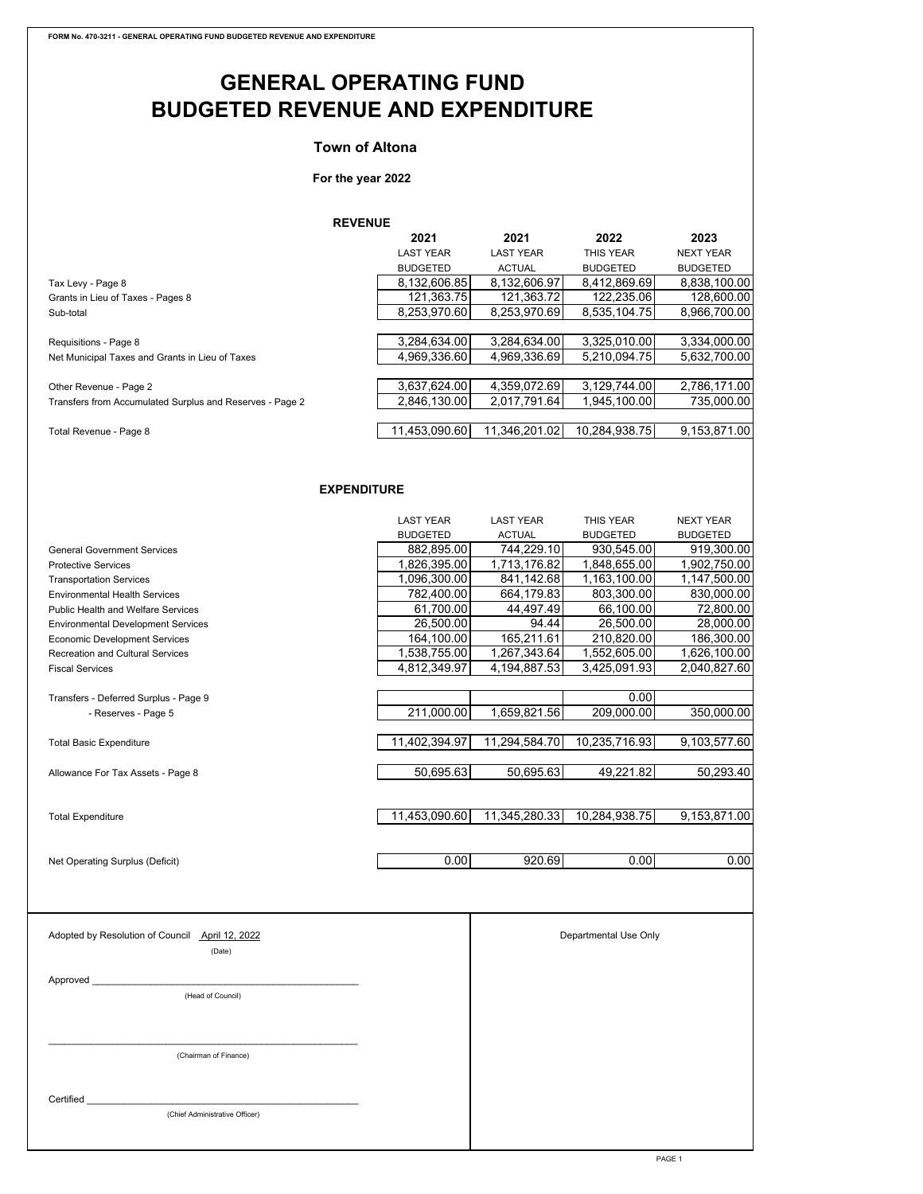FORM No. 470-3211 - GENERAL OPERATING FUND BUDGETED REVENUE AND EXPENDITURE

# GENERAL OPERATING FUND BUDGETED REVENUE AND EXPENDITURE

### Town of Altona

**For the year 2022**

## REVENUE

| | 2021 LAST YEAR BUDGETED | 2021 LAST YEAR ACTUAL | 2022 THIS YEAR BUDGETED | 2023 NEXT YEAR BUDGETED |
|---|---|---|---|---|
| Tax Levy - Page 8 | 8,132,606.85 | 8,132,606.97 | 8,412,869.69 | 8,838,100.00 |
| Grants in Lieu of Taxes - Pages 8 | 121,363.75 | 121,363.72 | 122,235.06 | 128,600.00 |
| Sub-total | 8,253,970.60 | 8,253,970.69 | 8,535,104.75 | 8,966,700.00 |
| Requisitions - Page 8 | 3,284,634.00 | 3,284,634.00 | 3,325,010.00 | 3,334,000.00 |
| Net Municipal Taxes and Grants in Lieu of Taxes | 4,969,336.60 | 4,969,336.69 | 5,210,094.75 | 5,632,700.00 |
| Other Revenue - Page 2 | 3,637,624.00 | 4,359,072.69 | 3,129,744.00 | 2,786,171.00 |
| Transfers from Accumulated Surplus and Reserves - Page 2 | 2,846,130.00 | 2,017,791.64 | 1,945,100.00 | 735,000.00 |
| Total Revenue - Page 8 | 11,453,090.60 | 11,346,201.02 | 10,284,938.75 | 9,153,871.00 |

## EXPENDITURE

| | LAST YEAR BUDGETED | LAST YEAR ACTUAL | THIS YEAR BUDGETED | NEXT YEAR BUDGETED |
|---|---|---|---|---|
| General Government Services | 882,895.00 | 744,229.10 | 930,545.00 | 919,300.00 |
| Protective Services | 1,826,395.00 | 1,713,176.82 | 1,848,655.00 | 1,902,750.00 |
| Transportation Services | 1,096,300.00 | 841,142.68 | 1,163,100.00 | 1,147,500.00 |
| Environmental Health Services | 782,400.00 | 664,179.83 | 803,300.00 | 830,000.00 |
| Public Health and Welfare Services | 61,700.00 | 44,497.49 | 66,100.00 | 72,800.00 |
| Environmental Development Services | 26,500.00 | 94.44 | 26,500.00 | 28,000.00 |
| Economic Development Services | 164,100.00 | 165,211.61 | 210,820.00 | 186,300.00 |
| Recreation and Cultural Services | 1,538,755.00 | 1,267,343.64 | 1,552,605.00 | 1,626,100.00 |
| Fiscal Services | 4,812,349.97 | 4,194,887.53 | 3,425,091.93 | 2,040,827.60 |
| Transfers - Deferred Surplus - Page 9 | | | 0.00 | |
| - Reserves - Page 5 | 211,000.00 | 1,659,821.56 | 209,000.00 | 350,000.00 |
| Total Basic Expenditure | 11,402,394.97 | 11,294,584.70 | 10,235,716.93 | 9,103,577.60 |
| Allowance For Tax Assets - Page 8 | 50,695.63 | 50,695.63 | 49,221.82 | 50,293.40 |
| Total Expenditure | 11,453,090.60 | 11,345,280.33 | 10,284,938.75 | 9,153,871.00 |
| Net Operating Surplus (Deficit) | 0.00 | 920.69 | 0.00 | 0.00 |

Adopted by Resolution of Council April 12, 2022
(Date)

Approved ____________________
(Head of Council)

____________________
(Chairman of Finance)

Certified ____________________
(Chief Administrative Officer)

Departmental Use Only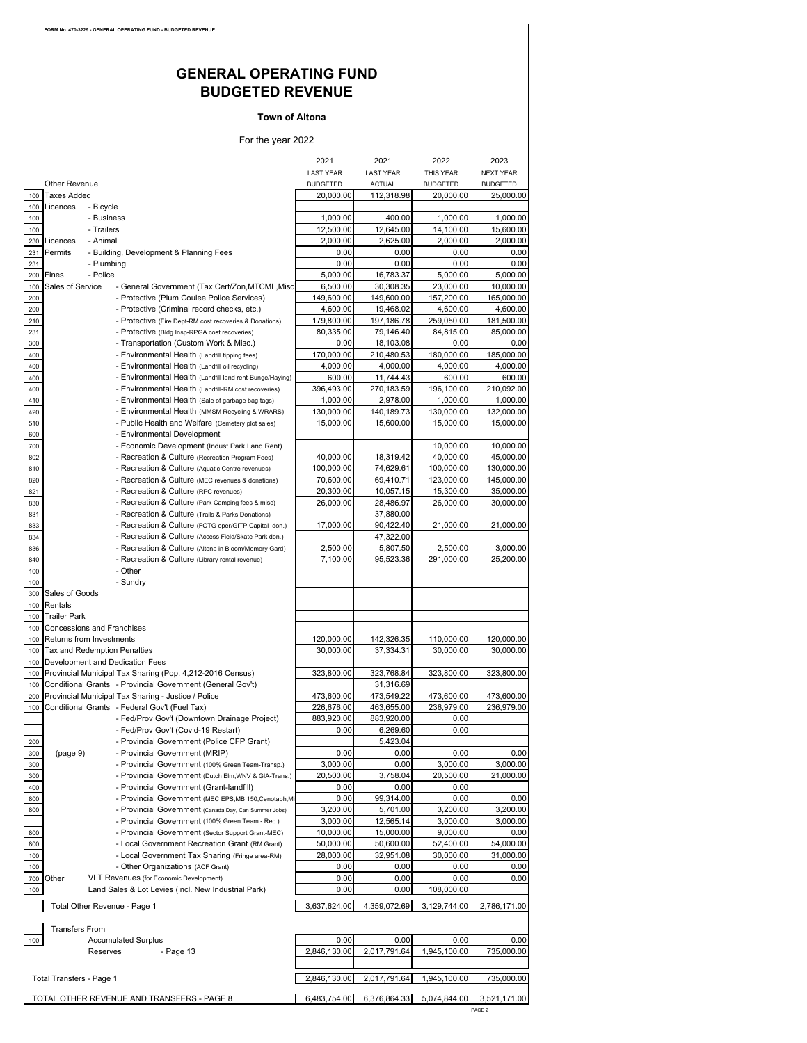FORM No. 470-3229 - GENERAL OPERATING FUND - BUDGETED REVENUE

# GENERAL OPERATING FUND
# BUDGETED REVENUE

**Town of Altona**

For the year 2022

| | | | 2021 LAST YEAR BUDGETED | 2021 LAST YEAR ACTUAL | 2022 THIS YEAR BUDGETED | 2023 NEXT YEAR BUDGETED |
|---|---|---|---|---|---|---|
| | Other Revenue | | | | | |
| 100 | Taxes Added | | 20,000.00 | 112,318.98 | 20,000.00 | 25,000.00 |
| 100 | Licences | - Bicycle | | | | |
| 100 | | - Business | 1,000.00 | 400.00 | 1,000.00 | 1,000.00 |
| 100 | | - Trailers | 12,500.00 | 12,645.00 | 14,100.00 | 15,600.00 |
| 230 | Licences | - Animal | 2,000.00 | 2,625.00 | 2,000.00 | 2,000.00 |
| 231 | Permits | - Building, Development & Planning Fees | 0.00 | 0.00 | 0.00 | 0.00 |
| 231 | | - Plumbing | 0.00 | 0.00 | 0.00 | 0.00 |
| 200 | Fines | - Police | 5,000.00 | 16,783.37 | 5,000.00 | 5,000.00 |
| 100 | Sales of Service | - General Government (Tax Cert/Zon,MTCML,Misc | 6,500.00 | 30,308.35 | 23,000.00 | 10,000.00 |
| 200 | | - Protective (Plum Coulee Police Services) | 149,600.00 | 149,600.00 | 157,200.00 | 165,000.00 |
| 200 | | - Protective (Criminal record checks, etc.) | 4,600.00 | 19,468.02 | 4,600.00 | 4,600.00 |
| 210 | | - Protective (Fire Dept-RM cost recoveries & Donations) | 179,800.00 | 197,186.78 | 259,050.00 | 181,500.00 |
| 231 | | - Protective (Bldg Insp-RPGA cost recoveries) | 80,335.00 | 79,146.40 | 84,815.00 | 85,000.00 |
| 300 | | - Transportation (Custom Work & Misc.) | 0.00 | 18,103.08 | 0.00 | 0.00 |
| 400 | | - Environmental Health (Landfill tipping fees) | 170,000.00 | 210,480.53 | 180,000.00 | 185,000.00 |
| 400 | | - Environmental Health (Landfill oil recycling) | 4,000.00 | 4,000.00 | 4,000.00 | 4,000.00 |
| 400 | | - Environmental Health (Landfill land rent-Bunge/Haying) | 600.00 | 11,744.43 | 600.00 | 600.00 |
| 400 | | - Environmental Health (Landfill-RM cost recoveries) | 396,493.00 | 270,183.59 | 196,100.00 | 210,092.00 |
| 410 | | - Environmental Health (Sale of garbage bag tags) | 1,000.00 | 2,978.00 | 1,000.00 | 1,000.00 |
| 420 | | - Environmental Health (MMSM Recycling & WRARS) | 130,000.00 | 140,189.73 | 130,000.00 | 132,000.00 |
| 510 | | - Public Health and Welfare (Cemetery plot sales) | 15,000.00 | 15,600.00 | 15,000.00 | 15,000.00 |
| 600 | | - Environmental Development | | | | |
| 700 | | - Economic Development (Indust Park Land Rent) | | | 10,000.00 | 10,000.00 |
| 802 | | - Recreation & Culture (Recreation Program Fees) | 40,000.00 | 18,319.42 | 40,000.00 | 45,000.00 |
| 810 | | - Recreation & Culture (Aquatic Centre revenues) | 100,000.00 | 74,629.61 | 100,000.00 | 130,000.00 |
| 820 | | - Recreation & Culture (MEC revenues & donations) | 70,600.00 | 69,410.71 | 123,000.00 | 145,000.00 |
| 821 | | - Recreation & Culture (RPC revenues) | 20,300.00 | 10,057.15 | 15,300.00 | 35,000.00 |
| 830 | | - Recreation & Culture (Park Camping fees & misc) | 26,000.00 | 28,486.97 | 26,000.00 | 30,000.00 |
| 831 | | - Recreation & Culture (Trails & Parks Donations) | | 37,880.00 | | |
| 833 | | - Recreation & Culture (FOTG oper/GITP Capital don.) | 17,000.00 | 90,422.40 | 21,000.00 | 21,000.00 |
| 834 | | - Recreation & Culture (Access Field/Skate Park don.) | | 47,322.00 | | |
| 836 | | - Recreation & Culture (Altona in Bloom/Memory Gard) | 2,500.00 | 5,807.50 | 2,500.00 | 3,000.00 |
| 840 | | - Recreation & Culture (Library rental revenue) | 7,100.00 | 95,523.36 | 291,000.00 | 25,200.00 |
| 100 | | - Other | | | | |
| 100 | | - Sundry | | | | |
| 300 | Sales of Goods | | | | | |
| 100 | Rentals | | | | | |
| 100 | Trailer Park | | | | | |
| 100 | Concessions and Franchises | | | | | |
| 100 | Returns from Investments | | 120,000.00 | 142,326.35 | 110,000.00 | 120,000.00 |
| 100 | Tax and Redemption Penalties | | 30,000.00 | 37,334.31 | 30,000.00 | 30,000.00 |
| 100 | Development and Dedication Fees | | | | | |
| 100 | Provincial Municipal Tax Sharing (Pop. 4,212-2016 Census) | | 323,800.00 | 323,768.84 | 323,800.00 | 323,800.00 |
| 100 | Conditional Grants | - Provincial Government (General Gov't) | | 31,316.69 | | |
| 200 | Provincial Municipal Tax Sharing - Justice / Police | | 473,600.00 | 473,549.22 | 473,600.00 | 473,600.00 |
| 100 | Conditional Grants | - Federal Gov't (Fuel Tax) | 226,676.00 | 463,655.00 | 236,979.00 | 236,979.00 |
| | | - Fed/Prov Gov't (Downtown Drainage Project) | 883,920.00 | 883,920.00 | 0.00 | |
| | | - Fed/Prov Gov't (Covid-19 Restart) | 0.00 | 6,269.60 | 0.00 | |
| 200 | | - Provincial Government (Police CFP Grant) | | 5,423.04 | | |
| 300 | (page 9) | - Provincial Government (MRIP) | 0.00 | 0.00 | 0.00 | 0.00 |
| 300 | | - Provincial Government (100% Green Team-Transp.) | 3,000.00 | 0.00 | 3,000.00 | 3,000.00 |
| 300 | | - Provincial Government (Dutch Elm,WNV & GIA-Trans.) | 20,500.00 | 3,758.04 | 20,500.00 | 21,000.00 |
| 400 | | - Provincial Government (Grant-landfill) | 0.00 | 0.00 | 0.00 | |
| 800 | | - Provincial Government (MEC EPS,MB 150,Cenotaph,Mi | 0.00 | 99,314.00 | 0.00 | 0.00 |
| 800 | | - Provincial Government (Canada Day, Can Summer Jobs) | 3,200.00 | 5,701.00 | 3,200.00 | 3,200.00 |
| | | - Provincial Government (100% Green Team - Rec.) | 3,000.00 | 12,565.14 | 3,000.00 | 3,000.00 |
| 800 | | - Provincial Government (Sector Support Grant-MEC) | 10,000.00 | 15,000.00 | 9,000.00 | 0.00 |
| 800 | | - Local Government Recreation Grant (RM Grant) | 50,000.00 | 50,600.00 | 52,400.00 | 54,000.00 |
| 100 | | - Local Government Tax Sharing (Fringe area-RM) | 28,000.00 | 32,951.08 | 30,000.00 | 31,000.00 |
| 100 | | - Other Organizations (ACF Grant) | 0.00 | 0.00 | 0.00 | 0.00 |
| 700 | Other | VLT Revenues (for Economic Development) | 0.00 | 0.00 | 0.00 | 0.00 |
| 100 | | Land Sales & Lot Levies (incl. New Industrial Park) | 0.00 | 0.00 | 108,000.00 | |
| | Total Other Revenue - Page 1 | | 3,637,624.00 | 4,359,072.69 | 3,129,744.00 | 2,786,171.00 |
| | Transfers From | | | | | |
| 100 | | Accumulated Surplus | 0.00 | 0.00 | 0.00 | 0.00 |
| | | Reserves - Page 13 | 2,846,130.00 | 2,017,791.64 | 1,945,100.00 | 735,000.00 |
| | Total Transfers - Page 1 | | 2,846,130.00 | 2,017,791.64 | 1,945,100.00 | 735,000.00 |
| | TOTAL OTHER REVENUE AND TRANSFERS - PAGE 8 | | 6,483,754.00 | 6,376,864.33 | 5,074,844.00 | 3,521,171.00 |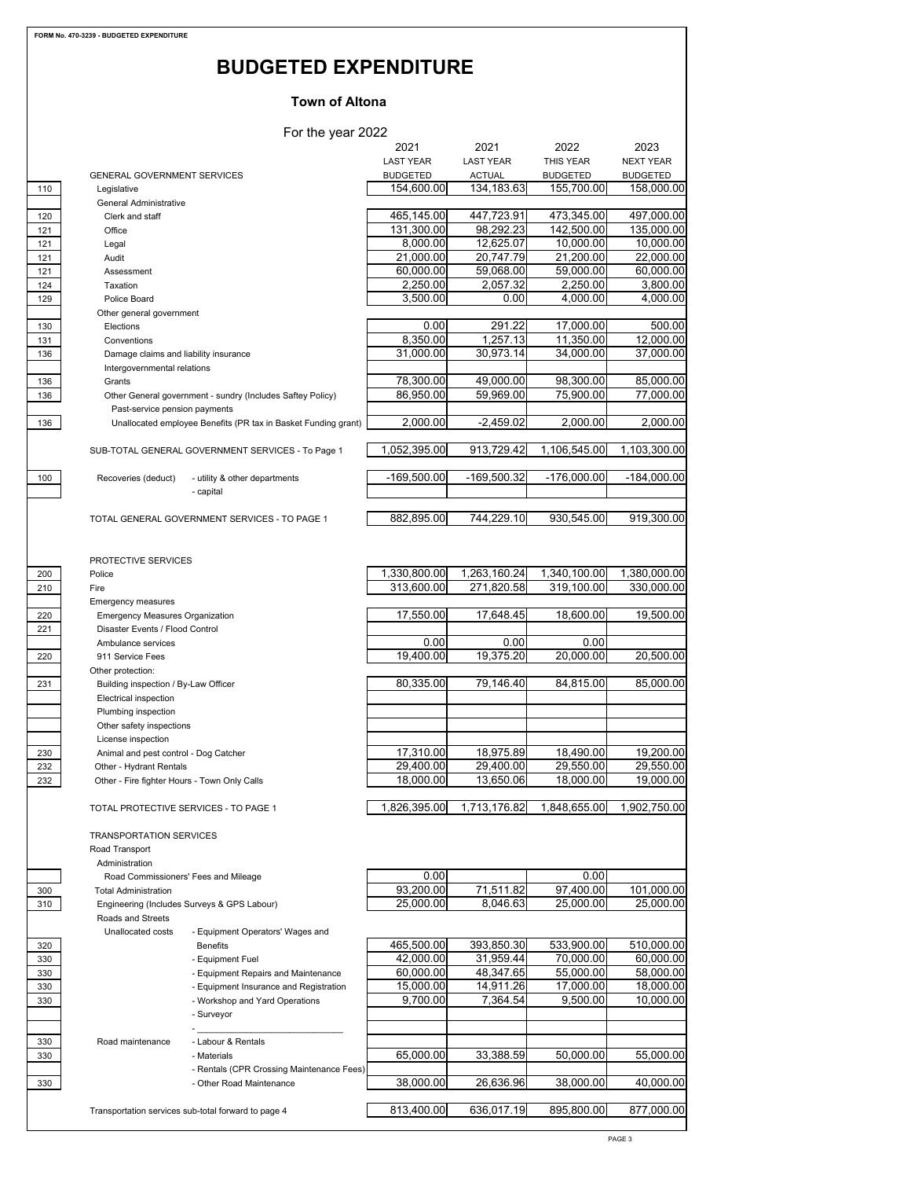FORM No. 470-3239 - BUDGETED EXPENDITURE

# BUDGETED EXPENDITURE

## Town of Altona

For the year 2022

| Code | Description | 2021 LAST YEAR BUDGETED | 2021 LAST YEAR ACTUAL | 2022 THIS YEAR BUDGETED | 2023 NEXT YEAR BUDGETED |
|---|---|---|---|---|---|
| | **GENERAL GOVERNMENT SERVICES** | | | | |
| 110 | Legislative | 154,600.00 | 134,183.63 | 155,700.00 | 158,000.00 |
| | General Administrative | | | | |
| 120 | Clerk and staff | 465,145.00 | 447,723.91 | 473,345.00 | 497,000.00 |
| 121 | Office | 131,300.00 | 98,292.23 | 142,500.00 | 135,000.00 |
| 121 | Legal | 8,000.00 | 12,625.07 | 10,000.00 | 10,000.00 |
| 121 | Audit | 21,000.00 | 20,747.79 | 21,200.00 | 22,000.00 |
| 121 | Assessment | 60,000.00 | 59,068.00 | 59,000.00 | 60,000.00 |
| 124 | Taxation | 2,250.00 | 2,057.32 | 2,250.00 | 3,800.00 |
| 129 | Police Board | 3,500.00 | 0.00 | 4,000.00 | 4,000.00 |
| | Other general government | | | | |
| 130 | Elections | 0.00 | 291.22 | 17,000.00 | 500.00 |
| 131 | Conventions | 8,350.00 | 1,257.13 | 11,350.00 | 12,000.00 |
| 136 | Damage claims and liability insurance | 31,000.00 | 30,973.14 | 34,000.00 | 37,000.00 |
| | Intergovernmental relations | | | | |
| 136 | Grants | 78,300.00 | 49,000.00 | 98,300.00 | 85,000.00 |
| 136 | Other General government - sundry (Includes Saftey Policy) | 86,950.00 | 59,969.00 | 75,900.00 | 77,000.00 |
| | Past-service pension payments | | | | |
| 136 | Unallocated employee Benefits (PR tax in Basket Funding grant) | 2,000.00 | -2,459.02 | 2,000.00 | 2,000.00 |
| | SUB-TOTAL GENERAL GOVERNMENT SERVICES - To Page 1 | 1,052,395.00 | 913,729.42 | 1,106,545.00 | 1,103,300.00 |
| 100 | Recoveries (deduct) - utility & other departments | -169,500.00 | -169,500.32 | -176,000.00 | -184,000.00 |
| | - capital | | | | |
| | TOTAL GENERAL GOVERNMENT SERVICES - TO PAGE 1 | 882,895.00 | 744,229.10 | 930,545.00 | 919,300.00 |
| | **PROTECTIVE SERVICES** | | | | |
| 200 | Police | 1,330,800.00 | 1,263,160.24 | 1,340,100.00 | 1,380,000.00 |
| 210 | Fire | 313,600.00 | 271,820.58 | 319,100.00 | 330,000.00 |
| | Emergency measures | | | | |
| 220 | Emergency Measures Organization | 17,550.00 | 17,648.45 | 18,600.00 | 19,500.00 |
| 221 | Disaster Events / Flood Control | | | | |
| | Ambulance services | 0.00 | 0.00 | 0.00 | |
| 220 | 911 Service Fees | 19,400.00 | 19,375.20 | 20,000.00 | 20,500.00 |
| | Other protection: | | | | |
| 231 | Building inspection / By-Law Officer | 80,335.00 | 79,146.40 | 84,815.00 | 85,000.00 |
| | Electrical inspection | | | | |
| | Plumbing inspection | | | | |
| | Other safety inspections | | | | |
| | License inspection | | | | |
| 230 | Animal and pest control - Dog Catcher | 17,310.00 | 18,975.89 | 18,490.00 | 19,200.00 |
| 232 | Other - Hydrant Rentals | 29,400.00 | 29,400.00 | 29,550.00 | 29,550.00 |
| 232 | Other - Fire fighter Hours - Town Only Calls | 18,000.00 | 13,650.06 | 18,000.00 | 19,000.00 |
| | TOTAL PROTECTIVE SERVICES - TO PAGE 1 | 1,826,395.00 | 1,713,176.82 | 1,848,655.00 | 1,902,750.00 |
| | **TRANSPORTATION SERVICES** | | | | |
| | Road Transport | | | | |
| | Administration | | | | |
| | Road Commissioners' Fees and Mileage | 0.00 | | 0.00 | |
| 300 | Total Administration | 93,200.00 | 71,511.82 | 97,400.00 | 101,000.00 |
| 310 | Engineering (Includes Surveys & GPS Labour) | 25,000.00 | 8,046.63 | 25,000.00 | 25,000.00 |
| | Roads and Streets | | | | |
| 320 | Unallocated costs - Equipment Operators' Wages and Benefits | 465,500.00 | 393,850.30 | 533,900.00 | 510,000.00 |
| 330 | - Equipment Fuel | 42,000.00 | 31,959.44 | 70,000.00 | 60,000.00 |
| 330 | - Equipment Repairs and Maintenance | 60,000.00 | 48,347.65 | 55,000.00 | 58,000.00 |
| 330 | - Equipment Insurance and Registration | 15,000.00 | 14,911.26 | 17,000.00 | 18,000.00 |
| 330 | - Workshop and Yard Operations | 9,700.00 | 7,364.54 | 9,500.00 | 10,000.00 |
| | - Surveyor | | | | |
| | - ____________________________ | | | | |
| 330 | Road maintenance - Labour & Rentals | | | | |
| 330 | - Materials | 65,000.00 | 33,388.59 | 50,000.00 | 55,000.00 |
| | - Rentals (CPR Crossing Maintenance Fees) | | | | |
| 330 | - Other Road Maintenance | 38,000.00 | 26,636.96 | 38,000.00 | 40,000.00 |
| | Transportation services sub-total forward to page 4 | 813,400.00 | 636,017.19 | 895,800.00 | 877,000.00 |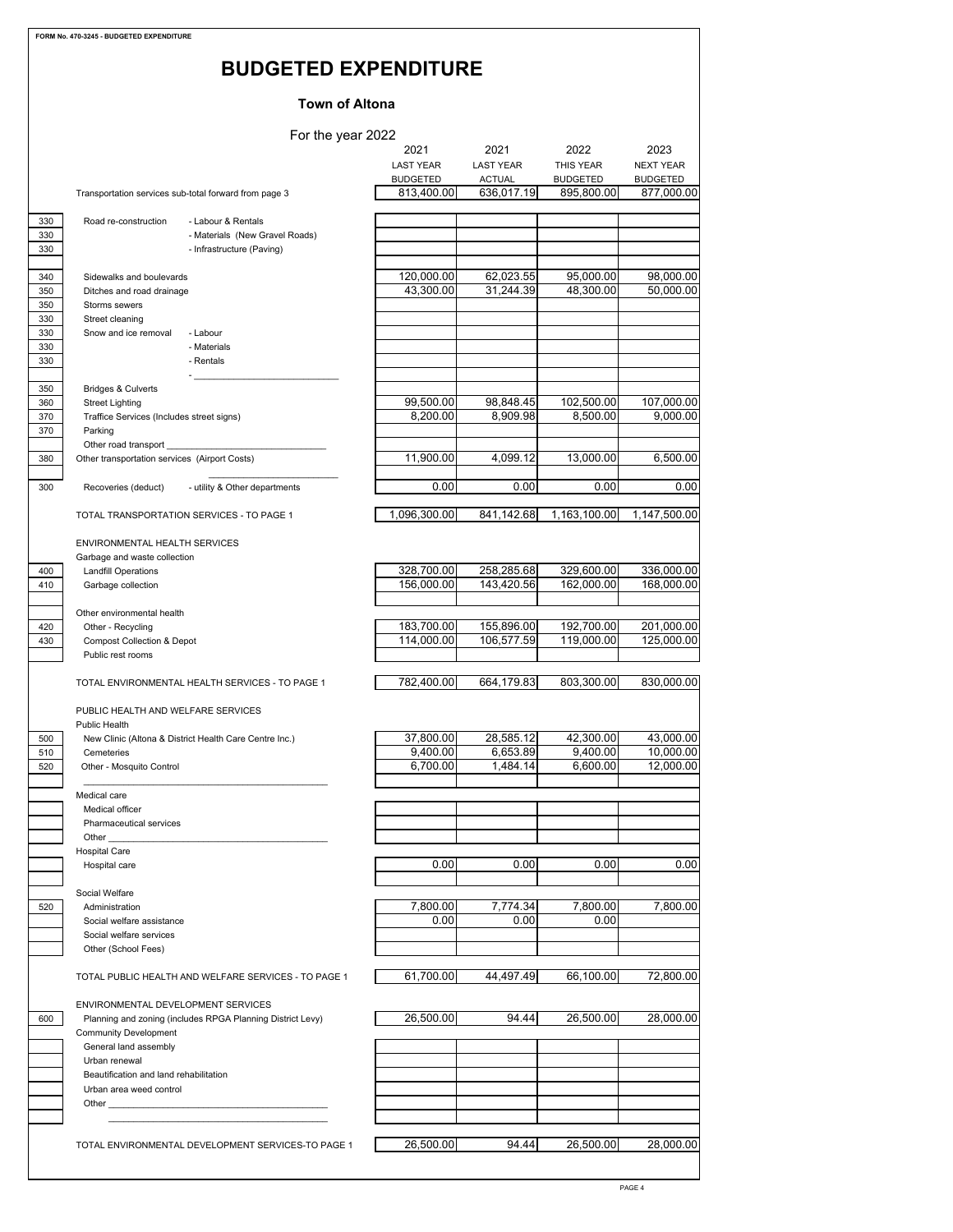FORM No. 470-3245 - BUDGETED EXPENDITURE

# BUDGETED EXPENDITURE

## Town of Altona

For the year 2022

| Code | Description | 2021 LAST YEAR BUDGETED | 2021 LAST YEAR ACTUAL | 2022 THIS YEAR BUDGETED | 2023 NEXT YEAR BUDGETED |
|---|---|---|---|---|---|
| | Transportation services sub-total forward from page 3 | 813,400.00 | 636,017.19 | 895,800.00 | 877,000.00 |
| 330 | Road re-construction - Labour & Rentals | | | | |
| 330 | - Materials (New Gravel Roads) | | | | |
| 330 | - Infrastructure (Paving) | | | | |
| 340 | Sidewalks and boulevards | 120,000.00 | 62,023.55 | 95,000.00 | 98,000.00 |
| 350 | Ditches and road drainage | 43,300.00 | 31,244.39 | 48,300.00 | 50,000.00 |
| 350 | Storms sewers | | | | |
| 330 | Street cleaning | | | | |
| 330 | Snow and ice removal - Labour | | | | |
| 330 | - Materials | | | | |
| 330 | - Rentals | | | | |
| | - ______ | | | | |
| 350 | Bridges & Culverts | | | | |
| 360 | Street Lighting | 99,500.00 | 98,848.45 | 102,500.00 | 107,000.00 |
| 370 | Traffice Services (Includes street signs) | 8,200.00 | 8,909.98 | 8,500.00 | 9,000.00 |
| 370 | Parking | | | | |
| | Other road transport ______ | | | | |
| 380 | Other transportation services (Airport Costs) | 11,900.00 | 4,099.12 | 13,000.00 | 6,500.00 |
| 300 | Recoveries (deduct) - utility & Other departments | 0.00 | 0.00 | 0.00 | 0.00 |
| | TOTAL TRANSPORTATION SERVICES - TO PAGE 1 | 1,096,300.00 | 841,142.68 | 1,163,100.00 | 1,147,500.00 |
| | **ENVIRONMENTAL HEALTH SERVICES** | | | | |
| | Garbage and waste collection | | | | |
| 400 | Landfill Operations | 328,700.00 | 258,285.68 | 329,600.00 | 336,000.00 |
| 410 | Garbage collection | 156,000.00 | 143,420.56 | 162,000.00 | 168,000.00 |
| | Other environmental health | | | | |
| 420 | Other - Recycling | 183,700.00 | 155,896.00 | 192,700.00 | 201,000.00 |
| 430 | Compost Collection & Depot | 114,000.00 | 106,577.59 | 119,000.00 | 125,000.00 |
| | Public rest rooms | | | | |
| | TOTAL ENVIRONMENTAL HEALTH SERVICES - TO PAGE 1 | 782,400.00 | 664,179.83 | 803,300.00 | 830,000.00 |
| | **PUBLIC HEALTH AND WELFARE SERVICES** | | | | |
| | Public Health | | | | |
| 500 | New Clinic (Altona & District Health Care Centre Inc.) | 37,800.00 | 28,585.12 | 42,300.00 | 43,000.00 |
| 510 | Cemeteries | 9,400.00 | 6,653.89 | 9,400.00 | 10,000.00 |
| 520 | Other - Mosquito Control | 6,700.00 | 1,484.14 | 6,600.00 | 12,000.00 |
| | Medical care | | | | |
| | Medical officer | | | | |
| | Pharmaceutical services | | | | |
| | Other ______ | | | | |
| | Hospital Care | | | | |
| | Hospital care | 0.00 | 0.00 | 0.00 | 0.00 |
| | Social Welfare | | | | |
| 520 | Administration | 7,800.00 | 7,774.34 | 7,800.00 | 7,800.00 |
| | Social welfare assistance | 0.00 | 0.00 | 0.00 | |
| | Social welfare services | | | | |
| | Other (School Fees) | | | | |
| | TOTAL PUBLIC HEALTH AND WELFARE SERVICES - TO PAGE 1 | 61,700.00 | 44,497.49 | 66,100.00 | 72,800.00 |
| | **ENVIRONMENTAL DEVELOPMENT SERVICES** | | | | |
| 600 | Planning and zoning (includes RPGA Planning District Levy) | 26,500.00 | 94.44 | 26,500.00 | 28,000.00 |
| | Community Development | | | | |
| | General land assembly | | | | |
| | Urban renewal | | | | |
| | Beautification and land rehabilitation | | | | |
| | Urban area weed control | | | | |
| | Other ______ | | | | |
| | TOTAL ENVIRONMENTAL DEVELOPMENT SERVICES-TO PAGE 1 | 26,500.00 | 94.44 | 26,500.00 | 28,000.00 |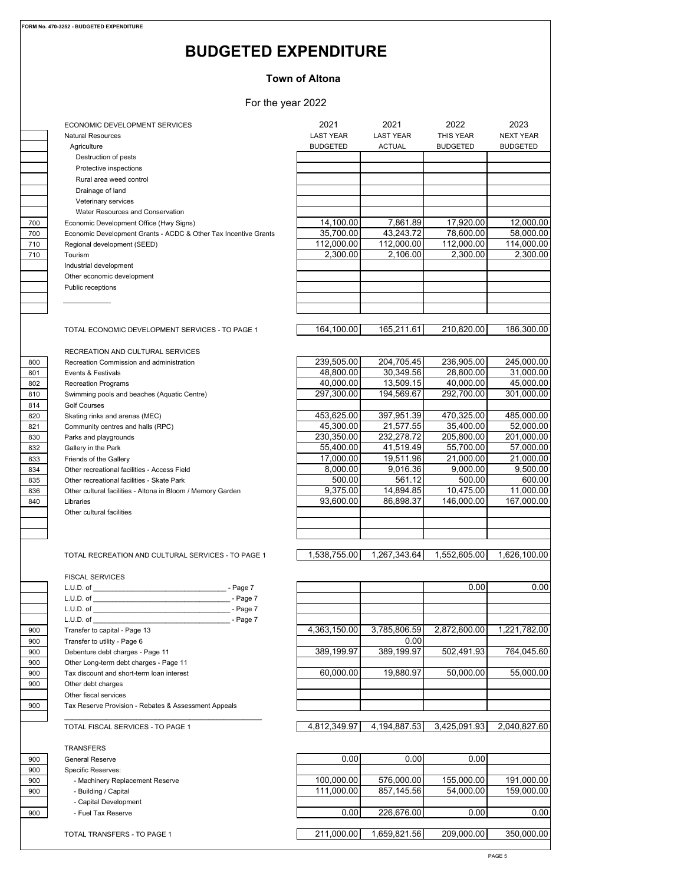FORM No. 470-3252 - BUDGETED EXPENDITURE

# BUDGETED EXPENDITURE

### Town of Altona

For the year 2022

| | | 2021 LAST YEAR BUDGETED | 2021 LAST YEAR ACTUAL | 2022 THIS YEAR BUDGETED | 2023 NEXT YEAR BUDGETED |
|---|---|---|---|---|---|
| | ECONOMIC DEVELOPMENT SERVICES | | | | |
| | Natural Resources | | | | |
| | Agriculture | | | | |
| | Destruction of pests | | | | |
| | Protective inspections | | | | |
| | Rural area weed control | | | | |
| | Drainage of land | | | | |
| | Veterinary services | | | | |
| | Water Resources and Conservation | | | | |
| 700 | Economic Development Office (Hwy Signs) | 14,100.00 | 7,861.89 | 17,920.00 | 12,000.00 |
| 700 | Economic Development Grants - ACDC & Other Tax Incentive Grants | 35,700.00 | 43,243.72 | 78,600.00 | 58,000.00 |
| 710 | Regional development (SEED) | 112,000.00 | 112,000.00 | 112,000.00 | 114,000.00 |
| 710 | Tourism | 2,300.00 | 2,106.00 | 2,300.00 | 2,300.00 |
| | Industrial development | | | | |
| | Other economic development | | | | |
| | Public receptions | | | | |
| | TOTAL ECONOMIC DEVELOPMENT SERVICES - TO PAGE 1 | 164,100.00 | 165,211.61 | 210,820.00 | 186,300.00 |
| | RECREATION AND CULTURAL SERVICES | | | | |
| 800 | Recreation Commission and administration | 239,505.00 | 204,705.45 | 236,905.00 | 245,000.00 |
| 801 | Events & Festivals | 48,800.00 | 30,349.56 | 28,800.00 | 31,000.00 |
| 802 | Recreation Programs | 40,000.00 | 13,509.15 | 40,000.00 | 45,000.00 |
| 810 | Swimming pools and beaches (Aquatic Centre) | 297,300.00 | 194,569.67 | 292,700.00 | 301,000.00 |
| 814 | Golf Courses | | | | |
| 820 | Skating rinks and arenas (MEC) | 453,625.00 | 397,951.39 | 470,325.00 | 485,000.00 |
| 821 | Community centres and halls (RPC) | 45,300.00 | 21,577.55 | 35,400.00 | 52,000.00 |
| 830 | Parks and playgrounds | 230,350.00 | 232,278.72 | 205,800.00 | 201,000.00 |
| 832 | Gallery in the Park | 55,400.00 | 41,519.49 | 55,700.00 | 57,000.00 |
| 833 | Friends of the Gallery | 17,000.00 | 19,511.96 | 21,000.00 | 21,000.00 |
| 834 | Other recreational facilities - Access Field | 8,000.00 | 9,016.36 | 9,000.00 | 9,500.00 |
| 835 | Other recreational facilities - Skate Park | 500.00 | 561.12 | 500.00 | 600.00 |
| 836 | Other cultural facilities - Altona in Bloom / Memory Garden | 9,375.00 | 14,894.85 | 10,475.00 | 11,000.00 |
| 840 | Libraries | 93,600.00 | 86,898.37 | 146,000.00 | 167,000.00 |
| | Other cultural facilities | | | | |
| | TOTAL RECREATION AND CULTURAL SERVICES - TO PAGE 1 | 1,538,755.00 | 1,267,343.64 | 1,552,605.00 | 1,626,100.00 |
| | FISCAL SERVICES | | | | |
| | L.U.D. of ______ - Page 7 | | | 0.00 | 0.00 |
| | L.U.D. of ______ - Page 7 | | | | |
| | L.U.D. of ______ - Page 7 | | | | |
| | L.U.D. of ______ - Page 7 | | | | |
| 900 | Transfer to capital - Page 13 | 4,363,150.00 | 3,785,806.59 | 2,872,600.00 | 1,221,782.00 |
| 900 | Transfer to utility - Page 6 | | 0.00 | | |
| 900 | Debenture debt charges - Page 11 | 389,199.97 | 389,199.97 | 502,491.93 | 764,045.60 |
| 900 | Other Long-term debt charges - Page 11 | | | | |
| 900 | Tax discount and short-term loan interest | 60,000.00 | 19,880.97 | 50,000.00 | 55,000.00 |
| 900 | Other debt charges | | | | |
| | Other fiscal services | | | | |
| 900 | Tax Reserve Provision - Rebates & Assessment Appeals | | | | |
| | TOTAL FISCAL SERVICES - TO PAGE 1 | 4,812,349.97 | 4,194,887.53 | 3,425,091.93 | 2,040,827.60 |
| | TRANSFERS | | | | |
| 900 | General Reserve | 0.00 | 0.00 | 0.00 | |
| 900 | Specific Reserves: | | | | |
| 900 | - Machinery Replacement Reserve | 100,000.00 | 576,000.00 | 155,000.00 | 191,000.00 |
| 900 | - Building / Capital | 111,000.00 | 857,145.56 | 54,000.00 | 159,000.00 |
| | - Capital Development | | | | |
| 900 | - Fuel Tax Reserve | 0.00 | 226,676.00 | 0.00 | 0.00 |
| | TOTAL TRANSFERS - TO PAGE 1 | 211,000.00 | 1,659,821.56 | 209,000.00 | 350,000.00 |

PAGE 5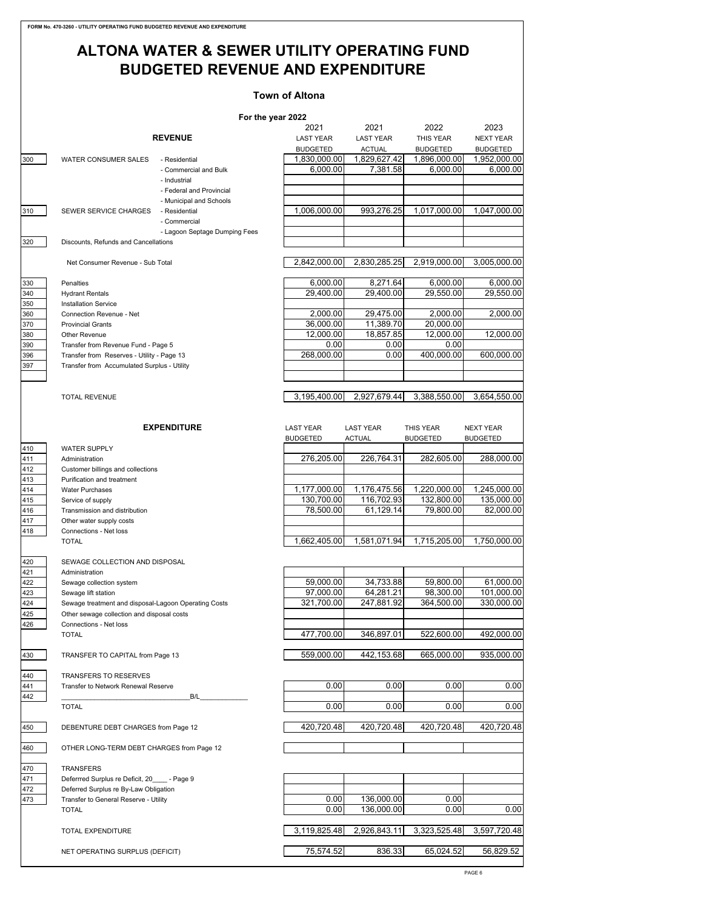FORM No. 470-3260 - UTILITY OPERATING FUND BUDGETED REVENUE AND EXPENDITURE

# ALTONA WATER & SEWER UTILITY OPERATING FUND BUDGETED REVENUE AND EXPENDITURE

### Town of Altona

**For the year 2022**

| | REVENUE | | 2021 LAST YEAR BUDGETED | 2021 LAST YEAR ACTUAL | 2022 THIS YEAR BUDGETED | 2023 NEXT YEAR BUDGETED |
|---|---|---|---|---|---|---|
| 300 | WATER CONSUMER SALES | - Residential | 1,830,000.00 | 1,829,627.42 | 1,896,000.00 | 1,952,000.00 |
| | | - Commercial and Bulk | 6,000.00 | 7,381.58 | 6,000.00 | 6,000.00 |
| | | - Industrial | | | | |
| | | - Federal and Provincial | | | | |
| | | - Municipal and Schools | | | | |
| 310 | SEWER SERVICE CHARGES | - Residential | 1,006,000.00 | 993,276.25 | 1,017,000.00 | 1,047,000.00 |
| | | - Commercial | | | | |
| | | - Lagoon Septage Dumping Fees | | | | |
| 320 | Discounts, Refunds and Cancellations | | | | | |
| | Net Consumer Revenue - Sub Total | | 2,842,000.00 | 2,830,285.25 | 2,919,000.00 | 3,005,000.00 |
| 330 | Penalties | | 6,000.00 | 8,271.64 | 6,000.00 | 6,000.00 |
| 340 | Hydrant Rentals | | 29,400.00 | 29,400.00 | 29,550.00 | 29,550.00 |
| 350 | Installation Service | | | | | |
| 360 | Connection Revenue - Net | | 2,000.00 | 29,475.00 | 2,000.00 | 2,000.00 |
| 370 | Provincial Grants | | 36,000.00 | 11,389.70 | 20,000.00 | |
| 380 | Other Revenue | | 12,000.00 | 18,857.85 | 12,000.00 | 12,000.00 |
| 390 | Transfer from Revenue Fund - Page 5 | | 0.00 | 0.00 | 0.00 | |
| 396 | Transfer from Reserves - Utility - Page 13 | | 268,000.00 | 0.00 | 400,000.00 | 600,000.00 |
| 397 | Transfer from Accumulated Surplus - Utility | | | | | |
| | TOTAL REVENUE | | 3,195,400.00 | 2,927,679.44 | 3,388,550.00 | 3,654,550.00 |

| | EXPENDITURE | LAST YEAR BUDGETED | LAST YEAR ACTUAL | THIS YEAR BUDGETED | NEXT YEAR BUDGETED |
|---|---|---|---|---|---|
| 410 | WATER SUPPLY | | | | |
| 411 | Administration | 276,205.00 | 226,764.31 | 282,605.00 | 288,000.00 |
| 412 | Customer billings and collections | | | | |
| 413 | Purification and treatment | | | | |
| 414 | Water Purchases | 1,177,000.00 | 1,176,475.56 | 1,220,000.00 | 1,245,000.00 |
| 415 | Service of supply | 130,700.00 | 116,702.93 | 132,800.00 | 135,000.00 |
| 416 | Transmission and distribution | 78,500.00 | 61,129.14 | 79,800.00 | 82,000.00 |
| 417 | Other water supply costs | | | | |
| 418 | Connections - Net loss | | | | |
| | TOTAL | 1,662,405.00 | 1,581,071.94 | 1,715,205.00 | 1,750,000.00 |
| 420 | SEWAGE COLLECTION AND DISPOSAL | | | | |
| 421 | Administration | | | | |
| 422 | Sewage collection system | 59,000.00 | 34,733.88 | 59,800.00 | 61,000.00 |
| 423 | Sewage lift station | 97,000.00 | 64,281.21 | 98,300.00 | 101,000.00 |
| 424 | Sewage treatment and disposal-Lagoon Operating Costs | 321,700.00 | 247,881.92 | 364,500.00 | 330,000.00 |
| 425 | Other sewage collection and disposal costs | | | | |
| 426 | Connections - Net loss | | | | |
| | TOTAL | 477,700.00 | 346,897.01 | 522,600.00 | 492,000.00 |
| 430 | TRANSFER TO CAPITAL from Page 13 | 559,000.00 | 442,153.68 | 665,000.00 | 935,000.00 |
| 440 | TRANSFERS TO RESERVES | | | | |
| 441 | Transfer to Network Renewal Reserve | 0.00 | 0.00 | 0.00 | 0.00 |
| 442 | ________________________________B/L____________ | | | | |
| | TOTAL | 0.00 | 0.00 | 0.00 | 0.00 |
| 450 | DEBENTURE DEBT CHARGES from Page 12 | 420,720.48 | 420,720.48 | 420,720.48 | 420,720.48 |
| 460 | OTHER LONG-TERM DEBT CHARGES from Page 12 | | | | |
| 470 | TRANSFERS | | | | |
| 471 | Deferrred Surplus re Deficit, 20____ - Page 9 | | | | |
| 472 | Deferred Surplus re By-Law Obligation | | | | |
| 473 | Transfer to General Reserve - Utility | 0.00 | 136,000.00 | 0.00 | |
| | TOTAL | 0.00 | 136,000.00 | 0.00 | 0.00 |
| | TOTAL EXPENDITURE | 3,119,825.48 | 2,926,843.11 | 3,323,525.48 | 3,597,720.48 |
| | NET OPERATING SURPLUS (DEFICIT) | 75,574.52 | 836.33 | 65,024.52 | 56,829.52 |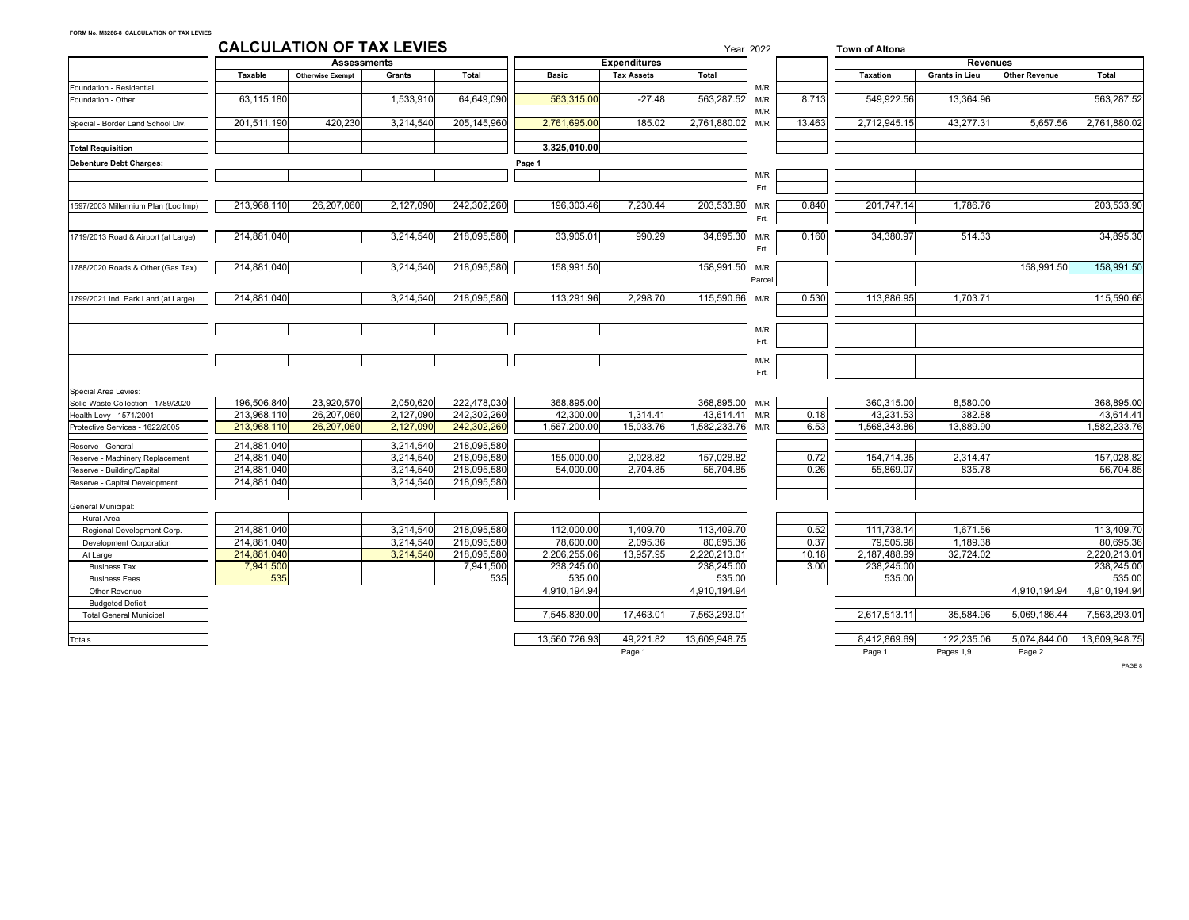FORM No. M3286-8 CALCULATION OF TAX LEVIES

# CALCULATION OF TAX LEVIES

Year 2022 — Town of Altona

| | Assessments | | | | Expenditures | | | | | Revenues | | | |
|---|---|---|---|---|---|---|---|---|---|---|---|---|---|
| | Taxable | Otherwise Exempt | Grants | Total | Basic | Tax Assets | Total | | | Taxation | Grants in Lieu | Other Revenue | Total |
| Foundation - Residential | | | | | | | | M/R | | | | | |
| Foundation - Other | 63,115,180 | | 1,533,910 | 64,649,090 | 563,315.00 | -27.48 | 563,287.52 | M/R | 8.713 | 549,922.56 | 13,364.96 | | 563,287.52 |
| | | | | | | | | M/R | | | | | |
| Special - Border Land School Div. | 201,511,190 | 420,230 | 3,214,540 | 205,145,960 | 2,761,695.00 | 185.02 | 2,761,880.02 | M/R | 13.463 | 2,712,945.15 | 43,277.31 | 5,657.56 | 2,761,880.02 |
| Total Requisition | | | | | 3,325,010.00 | | | | | | | | |
| Debenture Debt Charges: | | | | | Page 1 | | | | | | | | |
| | | | | | | | | M/R | | | | | |
| | | | | | | | | Frt. | | | | | |
| 1597/2003 Millennium Plan (Loc Imp) | 213,968,110 | 26,207,060 | 2,127,090 | 242,302,260 | 196,303.46 | 7,230.44 | 203,533.90 | M/R | 0.840 | 201,747.14 | 1,786.76 | | 203,533.90 |
| | | | | | | | | Frt. | | | | | |
| 1719/2013 Road & Airport (at Large) | 214,881,040 | | 3,214,540 | 218,095,580 | 33,905.01 | 990.29 | 34,895.30 | M/R | 0.160 | 34,380.97 | 514.33 | | 34,895.30 |
| | | | | | | | | Frt. | | | | | |
| 1788/2020 Roads & Other (Gas Tax) | 214,881,040 | | 3,214,540 | 218,095,580 | 158,991.50 | | 158,991.50 | M/R | | | | 158,991.50 | 158,991.50 |
| | | | | | | | | Parcel | | | | | |
| 1799/2021 Ind. Park Land (at Large) | 214,881,040 | | 3,214,540 | 218,095,580 | 113,291.96 | 2,298.70 | 115,590.66 | M/R | 0.530 | 113,886.95 | 1,703.71 | | 115,590.66 |
| | | | | | | | | M/R | | | | | |
| | | | | | | | | Frt. | | | | | |
| | | | | | | | | M/R | | | | | |
| | | | | | | | | Frt. | | | | | |
| Special Area Levies: | | | | | | | | | | | | | |
| Solid Waste Collection - 1789/2020 | 196,506,840 | 23,920,570 | 2,050,620 | 222,478,030 | 368,895.00 | | 368,895.00 | M/R | | 360,315.00 | 8,580.00 | | 368,895.00 |
| Health Levy - 1571/2001 | 213,968,110 | 26,207,060 | 2,127,090 | 242,302,260 | 42,300.00 | 1,314.41 | 43,614.41 | M/R | 0.18 | 43,231.53 | 382.88 | | 43,614.41 |
| Protective Services - 1622/2005 | 213,968,110 | 26,207,060 | 2,127,090 | 242,302,260 | 1,567,200.00 | 15,033.76 | 1,582,233.76 | M/R | 6.53 | 1,568,343.86 | 13,889.90 | | 1,582,233.76 |
| Reserve - General | 214,881,040 | | 3,214,540 | 218,095,580 | | | | | | | | | |
| Reserve - Machinery Replacement | 214,881,040 | | 3,214,540 | 218,095,580 | 155,000.00 | 2,028.82 | 157,028.82 | | 0.72 | 154,714.35 | 2,314.47 | | 157,028.82 |
| Reserve - Building/Capital | 214,881,040 | | 3,214,540 | 218,095,580 | 54,000.00 | 2,704.85 | 56,704.85 | | 0.26 | 55,869.07 | 835.78 | | 56,704.85 |
| Reserve - Capital Development | 214,881,040 | | 3,214,540 | 218,095,580 | | | | | | | | | |
| General Municipal: | | | | | | | | | | | | | |
| Rural Area | | | | | | | | | | | | | |
| Regional Development Corp. | 214,881,040 | | 3,214,540 | 218,095,580 | 112,000.00 | 1,409.70 | 113,409.70 | | 0.52 | 111,738.14 | 1,671.56 | | 113,409.70 |
| Development Corporation | 214,881,040 | | 3,214,540 | 218,095,580 | 78,600.00 | 2,095.36 | 80,695.36 | | 0.37 | 79,505.98 | 1,189.38 | | 80,695.36 |
| At Large | 214,881,040 | | 3,214,540 | 218,095,580 | 2,206,255.06 | 13,957.95 | 2,220,213.01 | | 10.18 | 2,187,488.99 | 32,724.02 | | 2,220,213.01 |
| Business Tax | 7,941,500 | | | 7,941,500 | 238,245.00 | | 238,245.00 | | 3.00 | 238,245.00 | | | 238,245.00 |
| Business Fees | 535 | | | 535 | 535.00 | | 535.00 | | | 535.00 | | | 535.00 |
| Other Revenue | | | | | 4,910,194.94 | | 4,910,194.94 | | | | | 4,910,194.94 | 4,910,194.94 |
| Budgeted Deficit | | | | | | | | | | | | | |
| Total General Municipal | | | | | 7,545,830.00 | 17,463.01 | 7,563,293.01 | | | 2,617,513.11 | 35,584.96 | 5,069,186.44 | 7,563,293.01 |
| Totals | | | | | 13,560,726.93 | 49,221.82 | 13,609,948.75 | | | 8,412,869.69 | 122,235.06 | 5,074,844.00 | 13,609,948.75 |
| | | | | | | Page 1 | | | | Page 1 | Pages 1,9 | Page 2 | |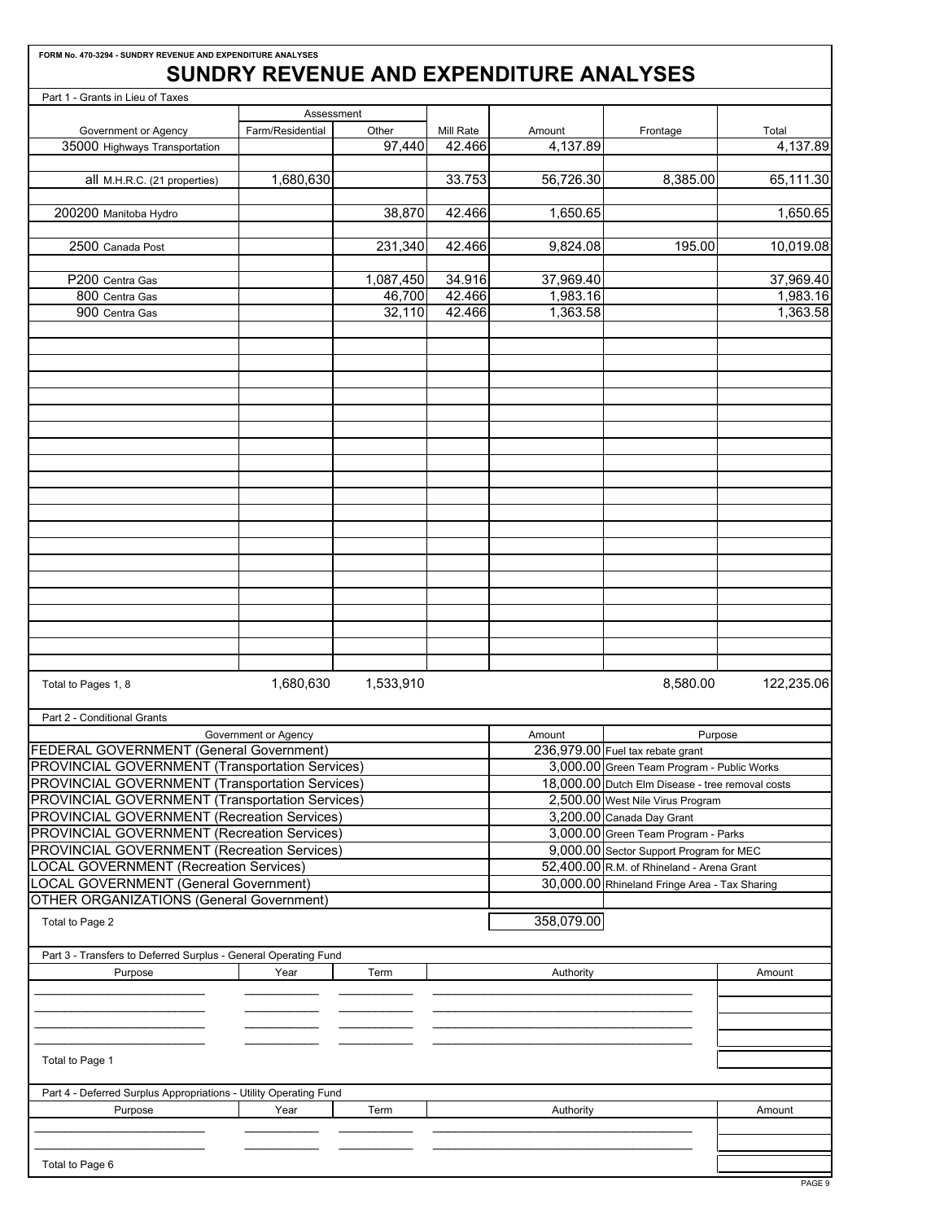FORM No. 470-3294 - SUNDRY REVENUE AND EXPENDITURE ANALYSES

# SUNDRY REVENUE AND EXPENDITURE ANALYSES

## Part 1 - Grants in Lieu of Taxes

| Government or Agency | Assessment | | Mill Rate | Amount | Frontage | Total |
|---|---|---|---|---|---|---|
| | Farm/Residential | Other | | | | |
| 35000 Highways Transportation | | 97,440 | 42.466 | 4,137.89 | | 4,137.89 |
| all M.H.R.C. (21 properties) | 1,680,630 | | 33.753 | 56,726.30 | 8,385.00 | 65,111.30 |
| 200200 Manitoba Hydro | | 38,870 | 42.466 | 1,650.65 | | 1,650.65 |
| 2500 Canada Post | | 231,340 | 42.466 | 9,824.08 | 195.00 | 10,019.08 |
| P200 Centra Gas | | 1,087,450 | 34.916 | 37,969.40 | | 37,969.40 |
| 800 Centra Gas | | 46,700 | 42.466 | 1,983.16 | | 1,983.16 |
| 900 Centra Gas | | 32,110 | 42.466 | 1,363.58 | | 1,363.58 |
| Total to Pages 1, 8 | 1,680,630 | 1,533,910 | | | 8,580.00 | 122,235.06 |

## Part 2 - Conditional Grants

| Government or Agency | Amount | Purpose |
|---|---|---|
| FEDERAL GOVERNMENT (General Government) | 236,979.00 | Fuel tax rebate grant |
| PROVINCIAL GOVERNMENT (Transportation Services) | 3,000.00 | Green Team Program - Public Works |
| PROVINCIAL GOVERNMENT (Transportation Services) | 18,000.00 | Dutch Elm Disease - tree removal costs |
| PROVINCIAL GOVERNMENT (Transportation Services) | 2,500.00 | West Nile Virus Program |
| PROVINCIAL GOVERNMENT (Recreation Services) | 3,200.00 | Canada Day Grant |
| PROVINCIAL GOVERNMENT (Recreation Services) | 3,000.00 | Green Team Program - Parks |
| PROVINCIAL GOVERNMENT (Recreation Services) | 9,000.00 | Sector Support Program for MEC |
| LOCAL GOVERNMENT (Recreation Services) | 52,400.00 | R.M. of Rhineland - Arena Grant |
| LOCAL GOVERNMENT (General Government) | 30,000.00 | Rhineland Fringe Area - Tax Sharing |
| OTHER ORGANIZATIONS (General Government) | | |
| Total to Page 2 | 358,079.00 | |

## Part 3 - Transfers to Deferred Surplus - General Operating Fund

| Purpose | Year | Term | Authority | Amount |
|---|---|---|---|---|
| | | | | |
| Total to Page 1 | | | | |

## Part 4 - Deferred Surplus Appropriations - Utility Operating Fund

| Purpose | Year | Term | Authority | Amount |
|---|---|---|---|---|
| | | | | |
| Total to Page 6 | | | | |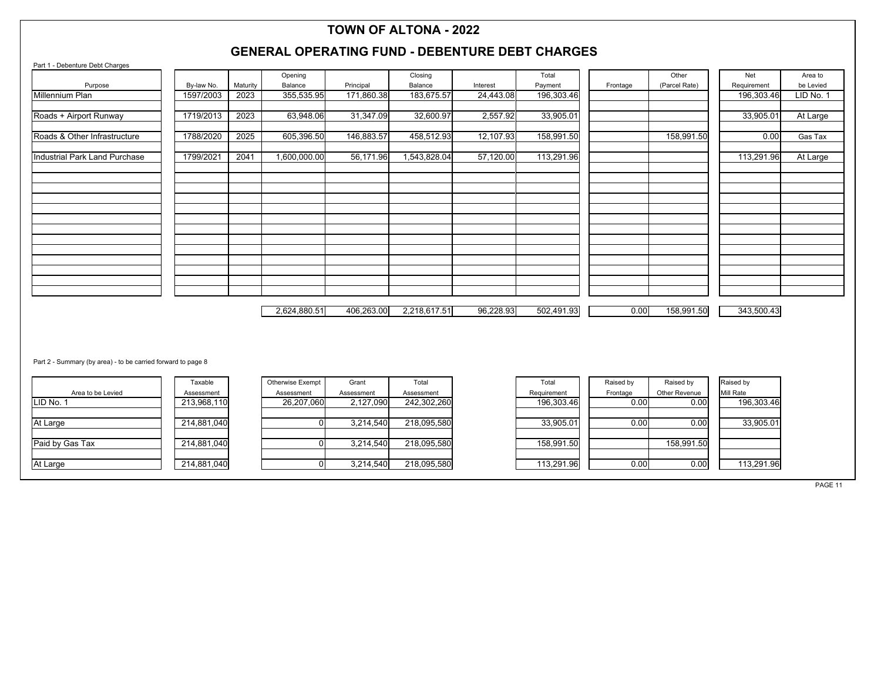# TOWN OF ALTONA - 2022

## GENERAL OPERATING FUND - DEBENTURE DEBT CHARGES

Part 1 - Debenture Debt Charges

| Purpose | By-law No. | Maturity | Opening Balance | Principal | Closing Balance | Interest | Total Payment | Frontage | Other (Parcel Rate) | Net Requirement | Area to be Levied |
|---|---|---|---|---|---|---|---|---|---|---|---|
| Millennium Plan | 1597/2003 | 2023 | 355,535.95 | 171,860.38 | 183,675.57 | 24,443.08 | 196,303.46 | | | 196,303.46 | LID No. 1 |
| Roads + Airport Runway | 1719/2013 | 2023 | 63,948.06 | 31,347.09 | 32,600.97 | 2,557.92 | 33,905.01 | | | 33,905.01 | At Large |
| Roads & Other Infrastructure | 1788/2020 | 2025 | 605,396.50 | 146,883.57 | 458,512.93 | 12,107.93 | 158,991.50 | | 158,991.50 | 0.00 | Gas Tax |
| Industrial Park Land Purchase | 1799/2021 | 2041 | 1,600,000.00 | 56,171.96 | 1,543,828.04 | 57,120.00 | 113,291.96 | | | 113,291.96 | At Large |
| | | | 2,624,880.51 | 406,263.00 | 2,218,617.51 | 96,228.93 | 502,491.93 | 0.00 | 158,991.50 | 343,500.43 | |

Part 2 - Summary (by area) - to be carried forward to page 8

| Area to be Levied | Taxable Assessment | Otherwise Exempt Assessment | Grant Assessment | Total Assessment | Total Requirement | Raised by Frontage | Raised by Other Revenue | Raised by Mill Rate |
|---|---|---|---|---|---|---|---|---|
| LID No. 1 | 213,968,110 | 26,207,060 | 2,127,090 | 242,302,260 | 196,303.46 | 0.00 | 0.00 | 196,303.46 |
| At Large | 214,881,040 | 0 | 3,214,540 | 218,095,580 | 33,905.01 | 0.00 | 0.00 | 33,905.01 |
| Paid by Gas Tax | 214,881,040 | 0 | 3,214,540 | 218,095,580 | 158,991.50 | | 158,991.50 | |
| At Large | 214,881,040 | 0 | 3,214,540 | 218,095,580 | 113,291.96 | 0.00 | 0.00 | 113,291.96 |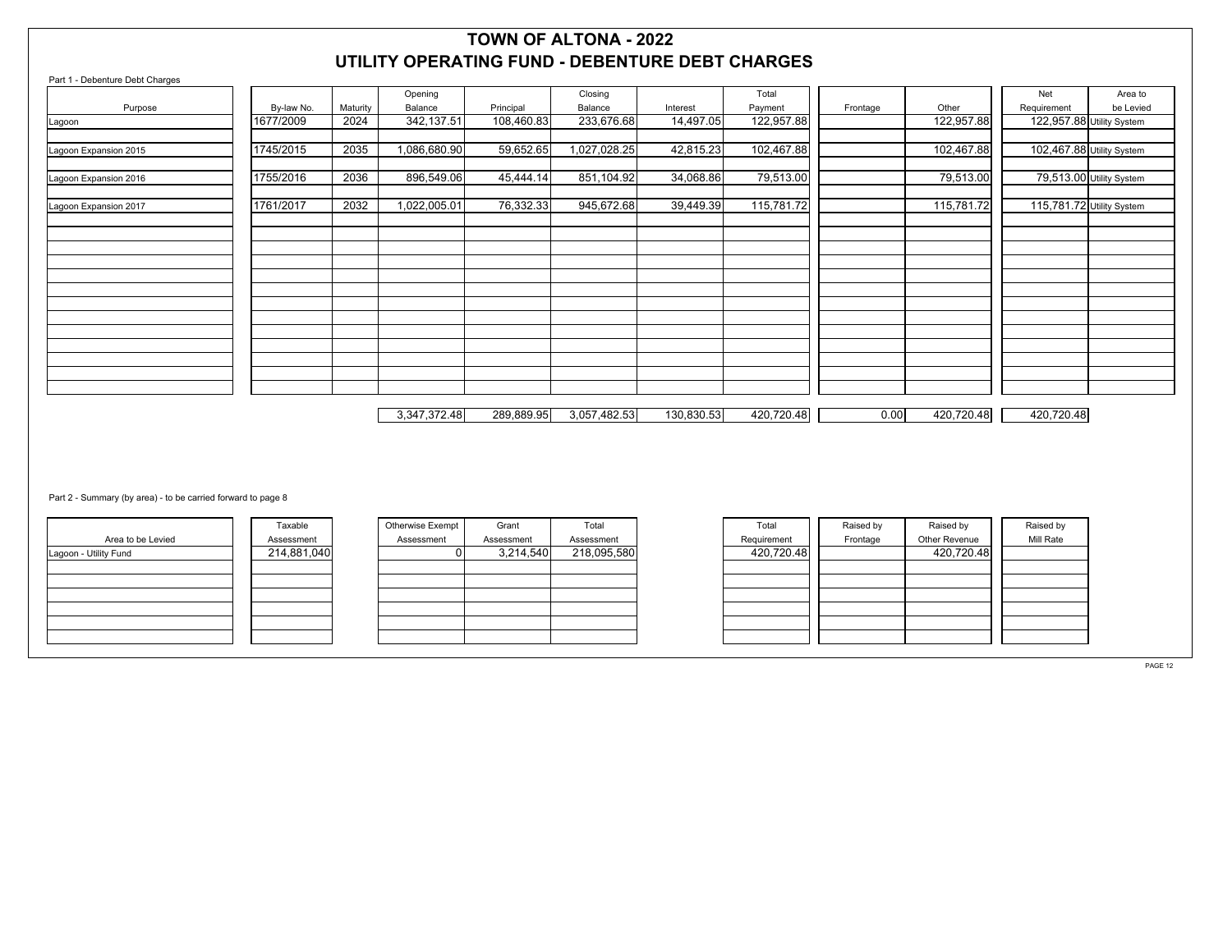# TOWN OF ALTONA - 2022
## UTILITY OPERATING FUND - DEBENTURE DEBT CHARGES

Part 1 - Debenture Debt Charges

| Purpose | By-law No. | Maturity | Opening Balance | Principal | Closing Balance | Interest | Total Payment | Frontage | Other | Net Requirement | Area to be Levied |
|---|---|---|---|---|---|---|---|---|---|---|---|
| Lagoon | 1677/2009 | 2024 | 342,137.51 | 108,460.83 | 233,676.68 | 14,497.05 | 122,957.88 | | 122,957.88 | 122,957.88 | Utility System |
| Lagoon Expansion 2015 | 1745/2015 | 2035 | 1,086,680.90 | 59,652.65 | 1,027,028.25 | 42,815.23 | 102,467.88 | | 102,467.88 | 102,467.88 | Utility System |
| Lagoon Expansion 2016 | 1755/2016 | 2036 | 896,549.06 | 45,444.14 | 851,104.92 | 34,068.86 | 79,513.00 | | 79,513.00 | 79,513.00 | Utility System |
| Lagoon Expansion 2017 | 1761/2017 | 2032 | 1,022,005.01 | 76,332.33 | 945,672.68 | 39,449.39 | 115,781.72 | | 115,781.72 | 115,781.72 | Utility System |
| | | | 3,347,372.48 | 289,889.95 | 3,057,482.53 | 130,830.53 | 420,720.48 | 0.00 | 420,720.48 | 420,720.48 | |

Part 2 - Summary (by area) - to be carried forward to page 8

| Area to be Levied | Taxable Assessment | Otherwise Exempt Assessment | Grant Assessment | Total Assessment | Total Requirement | Raised by Frontage | Raised by Other Revenue | Raised by Mill Rate |
|---|---|---|---|---|---|---|---|---|
| Lagoon - Utility Fund | 214,881,040 | 0 | 3,214,540 | 218,095,580 | 420,720.48 | | 420,720.48 | |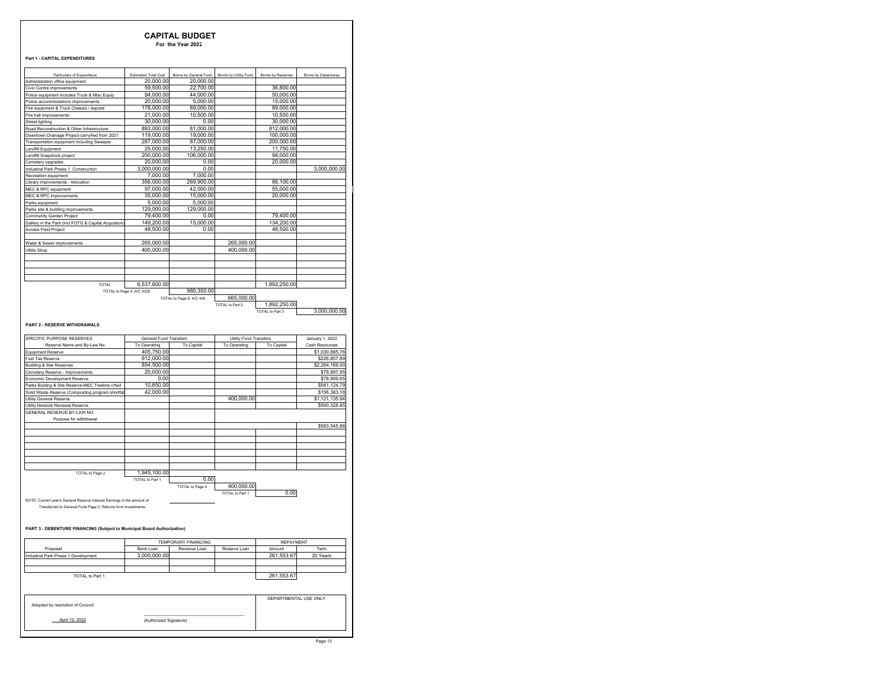# CAPITAL BUDGET

**For the Year 2022**

## Part 1 - CAPITAL EXPENDITURES

| Particulars of Expenditure | Estimated Total Cost | Borne by General Fund | Borne by Utility Fund | Borne by Reserves | Borne by Debentures |
|---|---|---|---|---|---|
| Administration office equipment | 20,000.00 | 20,000.00 | | | |
| Civic Centre improvements | 59,500.00 | 22,700.00 | | 36,800.00 | |
| Police equipment includes Truck & Misc Equip. | 94,000.00 | 44,000.00 | | 50,000.00 | |
| Police accommodations improvements | 20,000.00 | 5,000.00 | | 15,000.00 | |
| Fire equipment & Truck Chassis / deposit | 178,000.00 | 89,000.00 | | 89,000.00 | |
| Fire hall improvements | 21,000.00 | 10,500.00 | | 10,500.00 | |
| Street lighting | 30,000.00 | 0.00 | | 30,000.00 | |
| Road Reconstruction & Other Infrastructure | 893,000.00 | 81,000.00 | | 812,000.00 | |
| Downtown Drainage Project-carry/fwd from 2021 | 119,000.00 | 19,000.00 | | 100,000.00 | |
| Transportation equipment including Sweeper | 287,000.00 | 87,000.00 | | 200,000.00 | |
| Landfill Equipment | 25,000.00 | 13,250.00 | | 11,750.00 | |
| Landfill Soapstock project | 200,000.00 | 106,000.00 | | 94,000.00 | |
| Cemetery upgrades | 20,000.00 | 0.00 | | 20,000.00 | |
| Industrial Park Phase 1 Construction | 3,000,000.00 | 0.00 | | | 3,000,000.00 |
| Recreation equipment | 7,000.00 | 7,000.00 | | | |
| Library improvements - relocation | 356,000.00 | 269,900.00 | | 86,100.00 | |
| MEC & RPC equipment | 97,000.00 | 42,000.00 | | 55,000.00 | |
| MEC & RPC improvements | 35,000.00 | 15,000.00 | | 20,000.00 | |
| Parks equipment | 5,000.00 | 5,000.00 | | | |
| Parks site & building improvements | 129,000.00 | 129,000.00 | | | |
| Community Garden Project | 79,400.00 | 0.00 | | 79,400.00 | |
| Gallery in the Park (incl.FOTG & Capital Acquistion) | 149,200.00 | 15,000.00 | | 134,200.00 | |
| Access Field Project | 48,500.00 | 0.00 | | 48,500.00 | |
| | | | | | |
| Water & Sewer improvements | 265,000.00 | | 265,000.00 | | |
| Utility Shop | 400,000.00 | | 400,000.00 | | |
| | | | | | |
| | | | | | |
| | | | | | |
| | | | | | |
| TOTAL | 6,537,600.00 | | | 1,892,250.00 | |
| | TOTAL to Page 5, A/C 9320 | 980,350.00 | | | |
| | | TOTAL to Page 6, A/C 430 | 665,000.00 | | |
| | | | TOTAL to Part 2 | 1,892,250.00 | |
| | | | | TOTAL to Part 3 | 3,000,000.00 |

## PART 2 - RESERVE WITHDRAWALS

| SPECIFIC PURPOSE RESERVES | General Fund Transfers | | Utility Fund Transfers | | January 1, 2022 |
|---|---|---|---|---|---|
| Reserve Name and By-Law No. | To Operating | To Capital | To Operating | To Capital | Cash Resources |
| Equipment Reserve | 405,750.00 | | | | $1,030,885.76 |
| Fuel Tax Reserve | 612,000.00 | | | | $226,857.89 |
| Building & Site Reserves | 854,500.00 | | | | $2,264,169.00 |
| Cemetery Reserve - Improvements | 20,000.00 | | | | $78,897.85 |
| Economic Development Reserve | 0.00 | | | | $78,959.65 |
| Parks Bulding & Site Reserve-MEC Treeline c/fwd | 10,850.00 | | | | $541,124.79 |
| Solid Waste Reserve (Composting program shortfall | 42,000.00 | | | | $156,383.18 |
| Utility General Reserve | | | 400,000.00 | | $1,121,135.94 |
| Utility Network Renewal Reserve | | | | | $500,328.85 |
| GENERAL RESERVE BY-LAW NO. | | | | | |
| Purpose for withdrawal | | | | | |
| | | | | | $583,545.88 |
| | | | | | |
| | | | | | |
| | | | | | |
| | | | | | |
| | | | | | |
| | | | | | |
| TOTAL to Page 2 | 1,945,100.00 | | | | |
| | TOTAL to Part 1 | 0.00 | | | |
| | | TOTAL to Page 6 | 400,000.00 | | |
| | | | TOTAL to Part 1 | 0.00 | |

NOTE: Current year's General Reserve Interest Earnings in the amount of ______
Transferred to General Fund Page 2, Returns from Investments.

## PART 3 - DEBENTURE FINANCING (Subject to Municipal Board Authorization)

| | TEMPORARY FINANCING | | | REPAYMENT | |
|---|---|---|---|---|---|
| Proposal | Bank Loan | Revenue Loan | Reserve Loan | Amount | Term |
| Industrial Park Phase 1 Development | 3,000,000.00 | | | 261,553.67 | 20 Years |
| | | | | | |
| TOTAL to Part 1 | | | | 261,553.67 | |

Adopted by resolution of Council

April 12, 2022

(Authorized Signature)

DEPARTMENTAL USE ONLY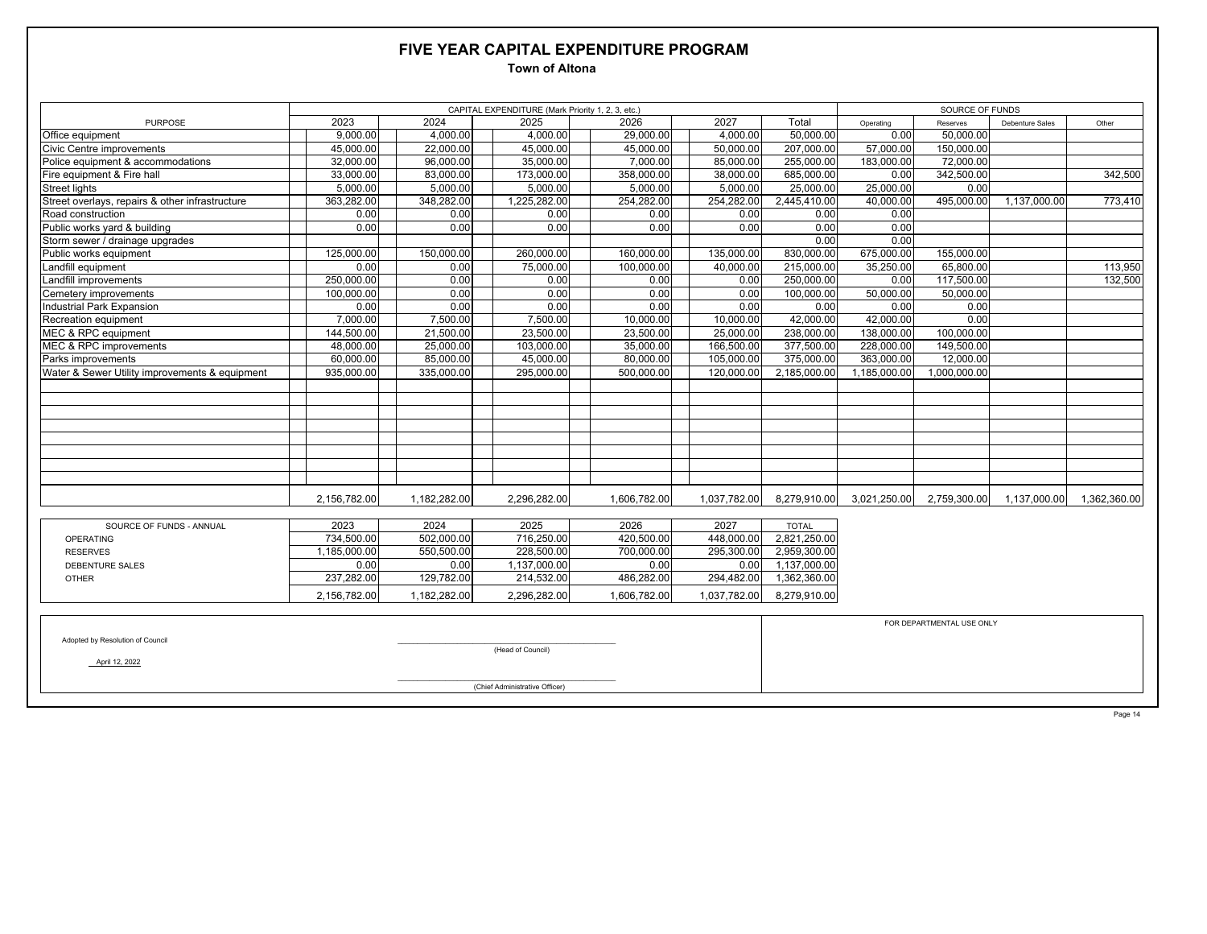# FIVE YEAR CAPITAL EXPENDITURE PROGRAM

**Town of Altona**

| PURPOSE | CAPITAL EXPENDITURE (Mark Priority 1, 2, 3, etc.) | | | | | | SOURCE OF FUNDS | | | |
|---|---|---|---|---|---|---|---|---|---|---|
| | 2023 | 2024 | 2025 | 2026 | 2027 | Total | Operating | Reserves | Debenture Sales | Other |
| Office equipment | 9,000.00 | 4,000.00 | 4,000.00 | 29,000.00 | 4,000.00 | 50,000.00 | 0.00 | 50,000.00 | | |
| Civic Centre improvements | 45,000.00 | 22,000.00 | 45,000.00 | 45,000.00 | 50,000.00 | 207,000.00 | 57,000.00 | 150,000.00 | | |
| Police equipment & accommodations | 32,000.00 | 96,000.00 | 35,000.00 | 7,000.00 | 85,000.00 | 255,000.00 | 183,000.00 | 72,000.00 | | |
| Fire equipment & Fire hall | 33,000.00 | 83,000.00 | 173,000.00 | 358,000.00 | 38,000.00 | 685,000.00 | 0.00 | 342,500.00 | | 342,500 |
| Street lights | 5,000.00 | 5,000.00 | 5,000.00 | 5,000.00 | 5,000.00 | 25,000.00 | 25,000.00 | 0.00 | | |
| Street overlays, repairs & other infrastructure | 363,282.00 | 348,282.00 | 1,225,282.00 | 254,282.00 | 254,282.00 | 2,445,410.00 | 40,000.00 | 495,000.00 | 1,137,000.00 | 773,410 |
| Road construction | 0.00 | 0.00 | 0.00 | 0.00 | 0.00 | 0.00 | 0.00 | | | |
| Public works yard & building | 0.00 | 0.00 | 0.00 | 0.00 | 0.00 | 0.00 | 0.00 | | | |
| Storm sewer / drainage upgrades | | | | | | 0.00 | 0.00 | | | |
| Public works equipment | 125,000.00 | 150,000.00 | 260,000.00 | 160,000.00 | 135,000.00 | 830,000.00 | 675,000.00 | 155,000.00 | | |
| Landfill equipment | 0.00 | 0.00 | 75,000.00 | 100,000.00 | 40,000.00 | 215,000.00 | 35,250.00 | 65,800.00 | | 113,950 |
| Landfill improvements | 250,000.00 | 0.00 | 0.00 | 0.00 | 0.00 | 250,000.00 | 0.00 | 117,500.00 | | 132,500 |
| Cemetery improvements | 100,000.00 | 0.00 | 0.00 | 0.00 | 0.00 | 100,000.00 | 50,000.00 | 50,000.00 | | |
| Industrial Park Expansion | 0.00 | 0.00 | 0.00 | 0.00 | 0.00 | 0.00 | 0.00 | 0.00 | | |
| Recreation equipment | 7,000.00 | 7,500.00 | 7,500.00 | 10,000.00 | 10,000.00 | 42,000.00 | 42,000.00 | 0.00 | | |
| MEC & RPC equipment | 144,500.00 | 21,500.00 | 23,500.00 | 23,500.00 | 25,000.00 | 238,000.00 | 138,000.00 | 100,000.00 | | |
| MEC & RPC improvements | 48,000.00 | 25,000.00 | 103,000.00 | 35,000.00 | 166,500.00 | 377,500.00 | 228,000.00 | 149,500.00 | | |
| Parks improvements | 60,000.00 | 85,000.00 | 45,000.00 | 80,000.00 | 105,000.00 | 375,000.00 | 363,000.00 | 12,000.00 | | |
| Water & Sewer Utility improvements & equipment | 935,000.00 | 335,000.00 | 295,000.00 | 500,000.00 | 120,000.00 | 2,185,000.00 | 1,185,000.00 | 1,000,000.00 | | |
| | 2,156,782.00 | 1,182,282.00 | 2,296,282.00 | 1,606,782.00 | 1,037,782.00 | 8,279,910.00 | 3,021,250.00 | 2,759,300.00 | 1,137,000.00 | 1,362,360.00 |

| SOURCE OF FUNDS - ANNUAL | 2023 | 2024 | 2025 | 2026 | 2027 | TOTAL |
|---|---|---|---|---|---|---|
| OPERATING | 734,500.00 | 502,000.00 | 716,250.00 | 420,500.00 | 448,000.00 | 2,821,250.00 |
| RESERVES | 1,185,000.00 | 550,500.00 | 228,500.00 | 700,000.00 | 295,300.00 | 2,959,300.00 |
| DEBENTURE SALES | 0.00 | 0.00 | 1,137,000.00 | 0.00 | 0.00 | 1,137,000.00 |
| OTHER | 237,282.00 | 129,782.00 | 214,532.00 | 486,282.00 | 294,482.00 | 1,362,360.00 |
| | 2,156,782.00 | 1,182,282.00 | 2,296,282.00 | 1,606,782.00 | 1,037,782.00 | 8,279,910.00 |

Adopted by Resolution of Council

April 12, 2022

_______________________________
(Head of Council)

_______________________________
(Chief Administrative Officer)

FOR DEPARTMENTAL USE ONLY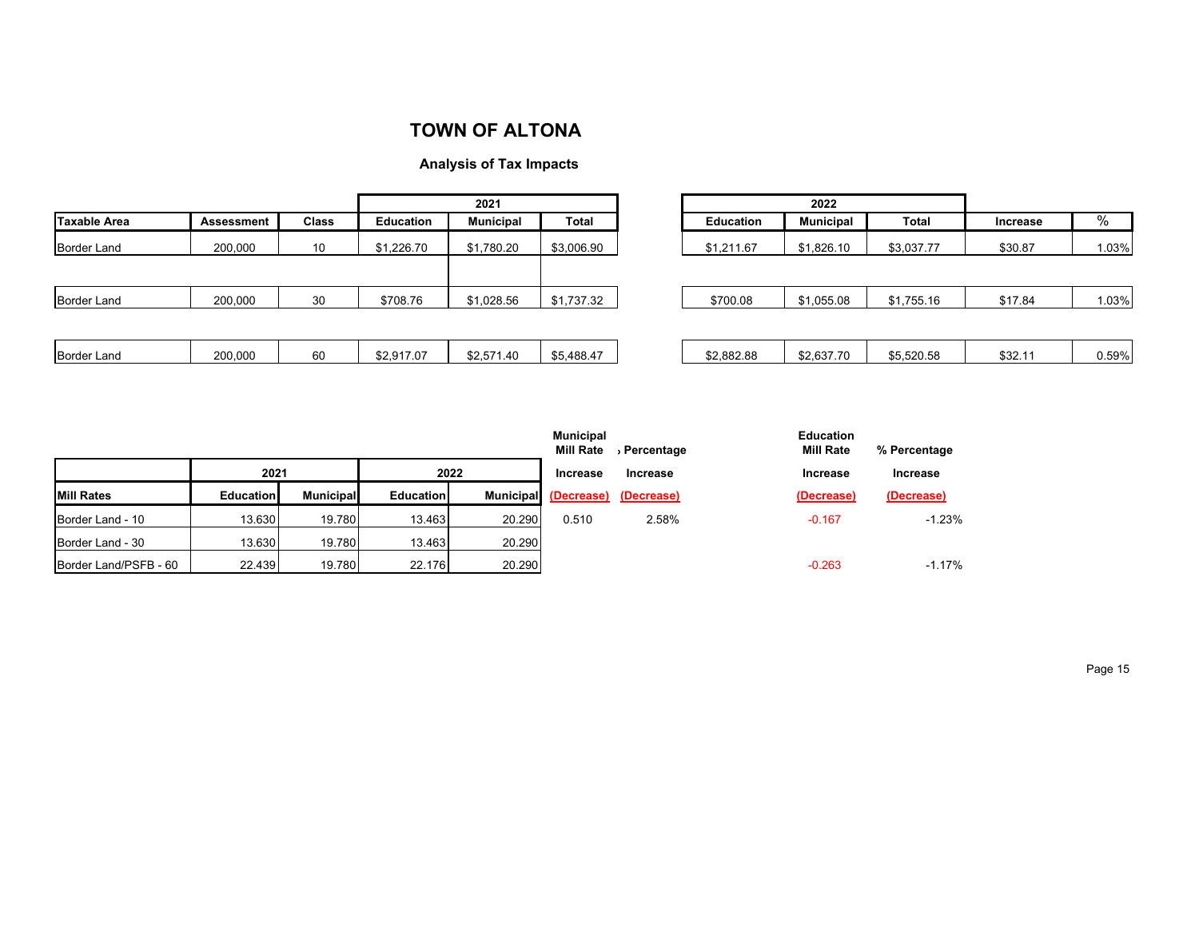# TOWN OF ALTONA

## Analysis of Tax Impacts

| | | | 2021 | | | 2022 | | | | |
|---|---|---|---|---|---|---|---|---|---|---|
| **Taxable Area** | **Assessment** | **Class** | **Education** | **Municipal** | **Total** | **Education** | **Municipal** | **Total** | **Increase** | **%** |
| Border Land | 200,000 | 10 | $1,226.70 | $1,780.20 | $3,006.90 | $1,211.67 | $1,826.10 | $3,037.77 | $30.87 | 1.03% |
| Border Land | 200,000 | 30 | $708.76 | $1,028.56 | $1,737.32 | $700.08 | $1,055.08 | $1,755.16 | $17.84 | 1.03% |
| Border Land | 200,000 | 60 | $2,917.07 | $2,571.40 | $5,488.47 | $2,882.88 | $2,637.70 | $5,520.58 | $32.11 | 0.59% |

| | 2021 | | 2022 | | Municipal Mill Rate Increase (Decrease) | % Percentage Increase (Decrease) | Education Mill Rate Increase (Decrease) | % Percentage Increase (Decrease) |
|---|---|---|---|---|---|---|---|---|
| **Mill Rates** | **Education** | **Municipal** | **Education** | **Municipal** | | | | |
| Border Land - 10 | 13.630 | 19.780 | 13.463 | 20.290 | 0.510 | 2.58% | -0.167 | -1.23% |
| Border Land - 30 | 13.630 | 19.780 | 13.463 | 20.290 | | | | |
| Border Land/PSFB - 60 | 22.439 | 19.780 | 22.176 | 20.290 | | | -0.263 | -1.17% |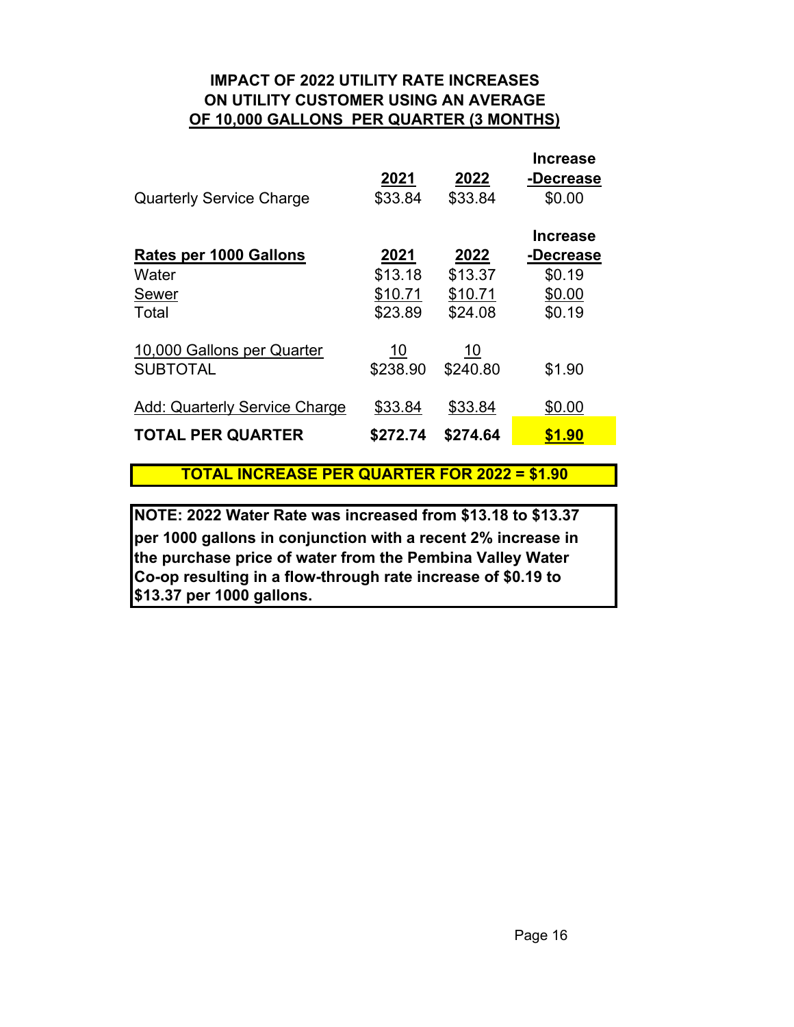# IMPACT OF 2022 UTILITY RATE INCREASES ON UTILITY CUSTOMER USING AN AVERAGE OF 10,000 GALLONS PER QUARTER (3 MONTHS)

| | 2021 | 2022 | Increase -Decrease |
|---|---|---|---|
| Quarterly Service Charge | $33.84 | $33.84 | $0.00 |
| **Rates per 1000 Gallons** | **2021** | **2022** | **Increase -Decrease** |
| Water | $13.18 | $13.37 | $0.19 |
| Sewer | $10.71 | $10.71 | $0.00 |
| Total | $23.89 | $24.08 | $0.19 |
| 10,000 Gallons per Quarter | 10 | 10 | |
| SUBTOTAL | $238.90 | $240.80 | $1.90 |
| Add: Quarterly Service Charge | $33.84 | $33.84 | $0.00 |
| **TOTAL PER QUARTER** | **$272.74** | **$274.64** | **$1.90** |

**TOTAL INCREASE PER QUARTER FOR 2022 = $1.90**

**NOTE: 2022 Water Rate was increased from $13.18 to $13.37 per 1000 gallons in conjunction with a recent 2% increase in the purchase price of water from the Pembina Valley Water Co-op resulting in a flow-through rate increase of $0.19 to $13.37 per 1000 gallons.**